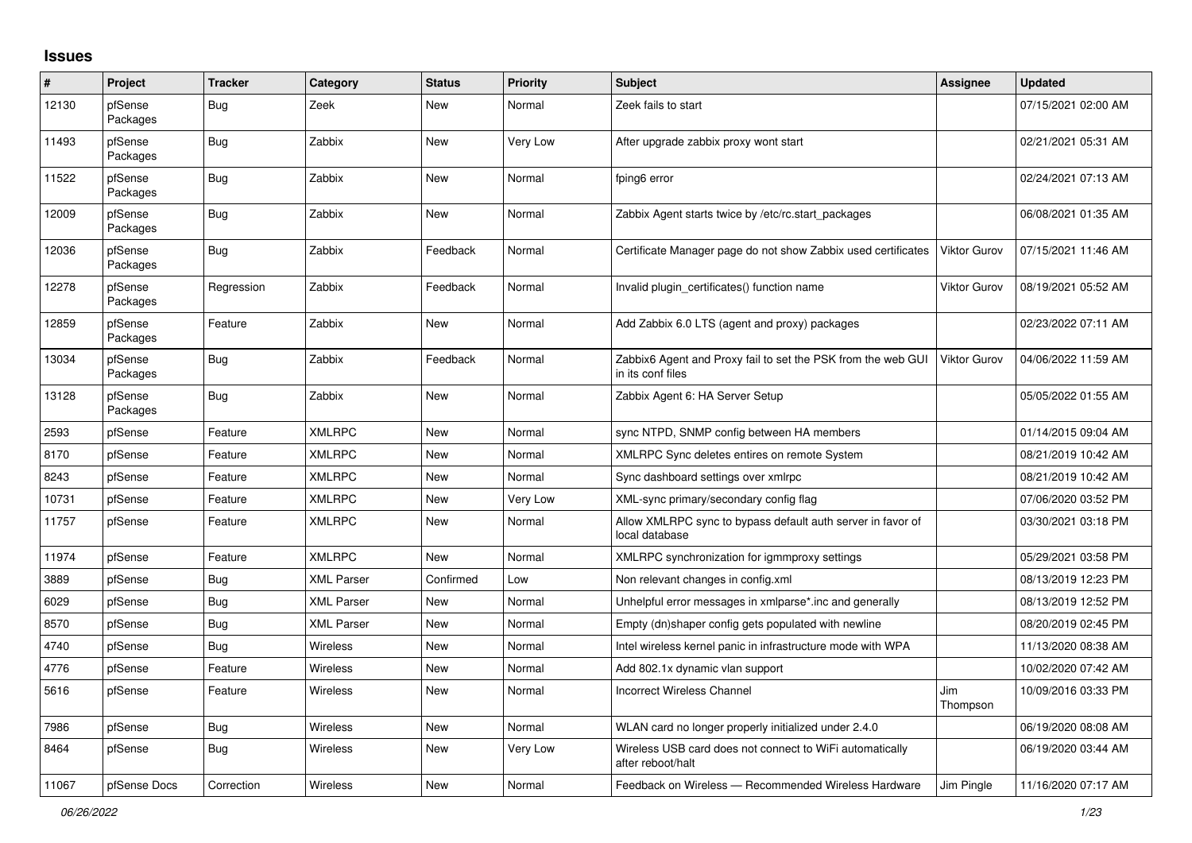## Issues

| # | Project | Tracker | Category | Status | Priority | Subject | Assignee | Updated |
|---|---|---|---|---|---|---|---|---|
| 12130 | pfSense Packages | Bug | Zeek | New | Normal | Zeek fails to start | | 07/15/2021 02:00 AM |
| 11493 | pfSense Packages | Bug | Zabbix | New | Very Low | After upgrade zabbix proxy wont start | | 02/21/2021 05:31 AM |
| 11522 | pfSense Packages | Bug | Zabbix | New | Normal | fping6 error | | 02/24/2021 07:13 AM |
| 12009 | pfSense Packages | Bug | Zabbix | New | Normal | Zabbix Agent starts twice by /etc/rc.start_packages | | 06/08/2021 01:35 AM |
| 12036 | pfSense Packages | Bug | Zabbix | Feedback | Normal | Certificate Manager page do not show Zabbix used certificates | Viktor Gurov | 07/15/2021 11:46 AM |
| 12278 | pfSense Packages | Regression | Zabbix | Feedback | Normal | Invalid plugin_certificates() function name | Viktor Gurov | 08/19/2021 05:52 AM |
| 12859 | pfSense Packages | Feature | Zabbix | New | Normal | Add Zabbix 6.0 LTS (agent and proxy) packages | | 02/23/2022 07:11 AM |
| 13034 | pfSense Packages | Bug | Zabbix | Feedback | Normal | Zabbix6 Agent and Proxy fail to set the PSK from the web GUI in its conf files | Viktor Gurov | 04/06/2022 11:59 AM |
| 13128 | pfSense Packages | Bug | Zabbix | New | Normal | Zabbix Agent 6: HA Server Setup | | 05/05/2022 01:55 AM |
| 2593 | pfSense | Feature | XMLRPC | New | Normal | sync NTPD, SNMP config between HA members | | 01/14/2015 09:04 AM |
| 8170 | pfSense | Feature | XMLRPC | New | Normal | XMLRPC Sync deletes entires on remote System | | 08/21/2019 10:42 AM |
| 8243 | pfSense | Feature | XMLRPC | New | Normal | Sync dashboard settings over xmlrpc | | 08/21/2019 10:42 AM |
| 10731 | pfSense | Feature | XMLRPC | New | Very Low | XML-sync primary/secondary config flag | | 07/06/2020 03:52 PM |
| 11757 | pfSense | Feature | XMLRPC | New | Normal | Allow XMLRPC sync to bypass default auth server in favor of local database | | 03/30/2021 03:18 PM |
| 11974 | pfSense | Feature | XMLRPC | New | Normal | XMLRPC synchronization for igmmproxy settings | | 05/29/2021 03:58 PM |
| 3889 | pfSense | Bug | XML Parser | Confirmed | Low | Non relevant changes in config.xml | | 08/13/2019 12:23 PM |
| 6029 | pfSense | Bug | XML Parser | New | Normal | Unhelpful error messages in xmlparse*.inc and generally | | 08/13/2019 12:52 PM |
| 8570 | pfSense | Bug | XML Parser | New | Normal | Empty (dn)shaper config gets populated with newline | | 08/20/2019 02:45 PM |
| 4740 | pfSense | Bug | Wireless | New | Normal | Intel wireless kernel panic in infrastructure mode with WPA | | 11/13/2020 08:38 AM |
| 4776 | pfSense | Feature | Wireless | New | Normal | Add 802.1x dynamic vlan support | | 10/02/2020 07:42 AM |
| 5616 | pfSense | Feature | Wireless | New | Normal | Incorrect Wireless Channel | Jim Thompson | 10/09/2016 03:33 PM |
| 7986 | pfSense | Bug | Wireless | New | Normal | WLAN card no longer properly initialized under 2.4.0 | | 06/19/2020 08:08 AM |
| 8464 | pfSense | Bug | Wireless | New | Very Low | Wireless USB card does not connect to WiFi automatically after reboot/halt | | 06/19/2020 03:44 AM |
| 11067 | pfSense Docs | Correction | Wireless | New | Normal | Feedback on Wireless — Recommended Wireless Hardware | Jim Pingle | 11/16/2020 07:17 AM |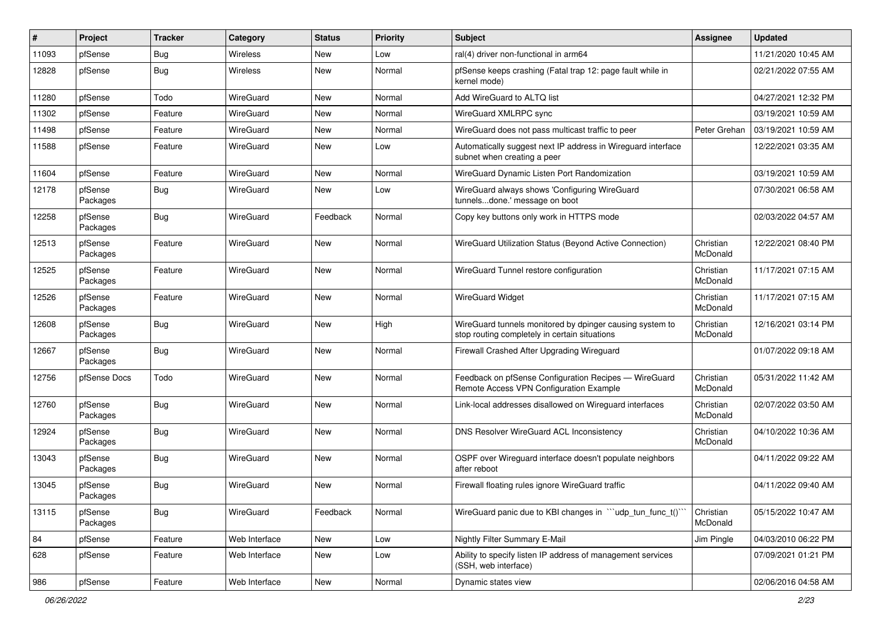| # | Project | Tracker | Category | Status | Priority | Subject | Assignee | Updated |
|---|---|---|---|---|---|---|---|---|
| 11093 | pfSense | Bug | Wireless | New | Low | ral(4) driver non-functional in arm64 | | 11/21/2020 10:45 AM |
| 12828 | pfSense | Bug | Wireless | New | Normal | pfSense keeps crashing (Fatal trap 12: page fault while in kernel mode) | | 02/21/2022 07:55 AM |
| 11280 | pfSense | Todo | WireGuard | New | Normal | Add WireGuard to ALTQ list | | 04/27/2021 12:32 PM |
| 11302 | pfSense | Feature | WireGuard | New | Normal | WireGuard XMLRPC sync | | 03/19/2021 10:59 AM |
| 11498 | pfSense | Feature | WireGuard | New | Normal | WireGuard does not pass multicast traffic to peer | Peter Grehan | 03/19/2021 10:59 AM |
| 11588 | pfSense | Feature | WireGuard | New | Low | Automatically suggest next IP address in Wireguard interface subnet when creating a peer | | 12/22/2021 03:35 AM |
| 11604 | pfSense | Feature | WireGuard | New | Normal | WireGuard Dynamic Listen Port Randomization | | 03/19/2021 10:59 AM |
| 12178 | pfSense Packages | Bug | WireGuard | New | Low | WireGuard always shows 'Configuring WireGuard tunnels...done.' message on boot | | 07/30/2021 06:58 AM |
| 12258 | pfSense Packages | Bug | WireGuard | Feedback | Normal | Copy key buttons only work in HTTPS mode | | 02/03/2022 04:57 AM |
| 12513 | pfSense Packages | Feature | WireGuard | New | Normal | WireGuard Utilization Status (Beyond Active Connection) | Christian McDonald | 12/22/2021 08:40 PM |
| 12525 | pfSense Packages | Feature | WireGuard | New | Normal | WireGuard Tunnel restore configuration | Christian McDonald | 11/17/2021 07:15 AM |
| 12526 | pfSense Packages | Feature | WireGuard | New | Normal | WireGuard Widget | Christian McDonald | 11/17/2021 07:15 AM |
| 12608 | pfSense Packages | Bug | WireGuard | New | High | WireGuard tunnels monitored by dpinger causing system to stop routing completely in certain situations | Christian McDonald | 12/16/2021 03:14 PM |
| 12667 | pfSense Packages | Bug | WireGuard | New | Normal | Firewall Crashed After Upgrading Wireguard | | 01/07/2022 09:18 AM |
| 12756 | pfSense Docs | Todo | WireGuard | New | Normal | Feedback on pfSense Configuration Recipes — WireGuard Remote Access VPN Configuration Example | Christian McDonald | 05/31/2022 11:42 AM |
| 12760 | pfSense Packages | Bug | WireGuard | New | Normal | Link-local addresses disallowed on Wireguard interfaces | Christian McDonald | 02/07/2022 03:50 AM |
| 12924 | pfSense Packages | Bug | WireGuard | New | Normal | DNS Resolver WireGuard ACL Inconsistency | Christian McDonald | 04/10/2022 10:36 AM |
| 13043 | pfSense Packages | Bug | WireGuard | New | Normal | OSPF over Wireguard interface doesn't populate neighbors after reboot | | 04/11/2022 09:22 AM |
| 13045 | pfSense Packages | Bug | WireGuard | New | Normal | Firewall floating rules ignore WireGuard traffic | | 04/11/2022 09:40 AM |
| 13115 | pfSense Packages | Bug | WireGuard | Feedback | Normal | WireGuard panic due to KBI changes in ```udp_tun_func_t()``` | Christian McDonald | 05/15/2022 10:47 AM |
| 84 | pfSense | Feature | Web Interface | New | Low | Nightly Filter Summary E-Mail | Jim Pingle | 04/03/2010 06:22 PM |
| 628 | pfSense | Feature | Web Interface | New | Low | Ability to specify listen IP address of management services (SSH, web interface) | | 07/09/2021 01:21 PM |
| 986 | pfSense | Feature | Web Interface | New | Normal | Dynamic states view | | 02/06/2016 04:58 AM |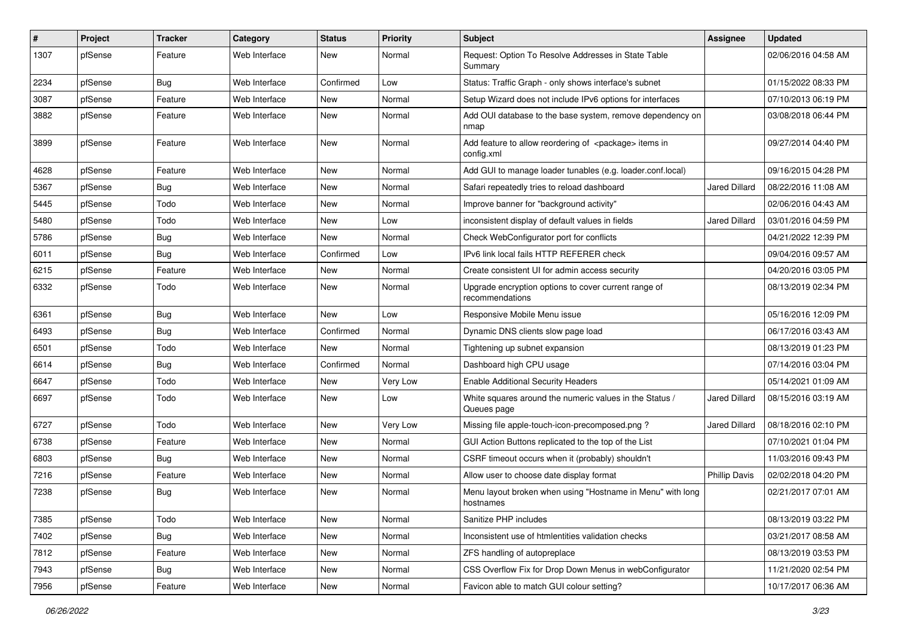| # | Project | Tracker | Category | Status | Priority | Subject | Assignee | Updated |
|---|---|---|---|---|---|---|---|---|
| 1307 | pfSense | Feature | Web Interface | New | Normal | Request: Option To Resolve Addresses in State Table Summary | | 02/06/2016 04:58 AM |
| 2234 | pfSense | Bug | Web Interface | Confirmed | Low | Status: Traffic Graph - only shows interface's subnet | | 01/15/2022 08:33 PM |
| 3087 | pfSense | Feature | Web Interface | New | Normal | Setup Wizard does not include IPv6 options for interfaces | | 07/10/2013 06:19 PM |
| 3882 | pfSense | Feature | Web Interface | New | Normal | Add OUI database to the base system, remove dependency on nmap | | 03/08/2018 06:44 PM |
| 3899 | pfSense | Feature | Web Interface | New | Normal | Add feature to allow reordering of <package> items in config.xml | | 09/27/2014 04:40 PM |
| 4628 | pfSense | Feature | Web Interface | New | Normal | Add GUI to manage loader tunables (e.g. loader.conf.local) | | 09/16/2015 04:28 PM |
| 5367 | pfSense | Bug | Web Interface | New | Normal | Safari repeatedly tries to reload dashboard | Jared Dillard | 08/22/2016 11:08 AM |
| 5445 | pfSense | Todo | Web Interface | New | Normal | Improve banner for "background activity" | | 02/06/2016 04:43 AM |
| 5480 | pfSense | Todo | Web Interface | New | Low | inconsistent display of default values in fields | Jared Dillard | 03/01/2016 04:59 PM |
| 5786 | pfSense | Bug | Web Interface | New | Normal | Check WebConfigurator port for conflicts | | 04/21/2022 12:39 PM |
| 6011 | pfSense | Bug | Web Interface | Confirmed | Low | IPv6 link local fails HTTP REFERER check | | 09/04/2016 09:57 AM |
| 6215 | pfSense | Feature | Web Interface | New | Normal | Create consistent UI for admin access security | | 04/20/2016 03:05 PM |
| 6332 | pfSense | Todo | Web Interface | New | Normal | Upgrade encryption options to cover current range of recommendations | | 08/13/2019 02:34 PM |
| 6361 | pfSense | Bug | Web Interface | New | Low | Responsive Mobile Menu issue | | 05/16/2016 12:09 PM |
| 6493 | pfSense | Bug | Web Interface | Confirmed | Normal | Dynamic DNS clients slow page load | | 06/17/2016 03:43 AM |
| 6501 | pfSense | Todo | Web Interface | New | Normal | Tightening up subnet expansion | | 08/13/2019 01:23 PM |
| 6614 | pfSense | Bug | Web Interface | Confirmed | Normal | Dashboard high CPU usage | | 07/14/2016 03:04 PM |
| 6647 | pfSense | Todo | Web Interface | New | Very Low | Enable Additional Security Headers | | 05/14/2021 01:09 AM |
| 6697 | pfSense | Todo | Web Interface | New | Low | White squares around the numeric values in the Status / Queues page | Jared Dillard | 08/15/2016 03:19 AM |
| 6727 | pfSense | Todo | Web Interface | New | Very Low | Missing file apple-touch-icon-precomposed.png ? | Jared Dillard | 08/18/2016 02:10 PM |
| 6738 | pfSense | Feature | Web Interface | New | Normal | GUI Action Buttons replicated to the top of the List | | 07/10/2021 01:04 PM |
| 6803 | pfSense | Bug | Web Interface | New | Normal | CSRF timeout occurs when it (probably) shouldn't | | 11/03/2016 09:43 PM |
| 7216 | pfSense | Feature | Web Interface | New | Normal | Allow user to choose date display format | Phillip Davis | 02/02/2018 04:20 PM |
| 7238 | pfSense | Bug | Web Interface | New | Normal | Menu layout broken when using "Hostname in Menu" with long hostnames | | 02/21/2017 07:01 AM |
| 7385 | pfSense | Todo | Web Interface | New | Normal | Sanitize PHP includes | | 08/13/2019 03:22 PM |
| 7402 | pfSense | Bug | Web Interface | New | Normal | Inconsistent use of htmlentities validation checks | | 03/21/2017 08:58 AM |
| 7812 | pfSense | Feature | Web Interface | New | Normal | ZFS handling of autopreplace | | 08/13/2019 03:53 PM |
| 7943 | pfSense | Bug | Web Interface | New | Normal | CSS Overflow Fix for Drop Down Menus in webConfigurator | | 11/21/2020 02:54 PM |
| 7956 | pfSense | Feature | Web Interface | New | Normal | Favicon able to match GUI colour setting? | | 10/17/2017 06:36 AM |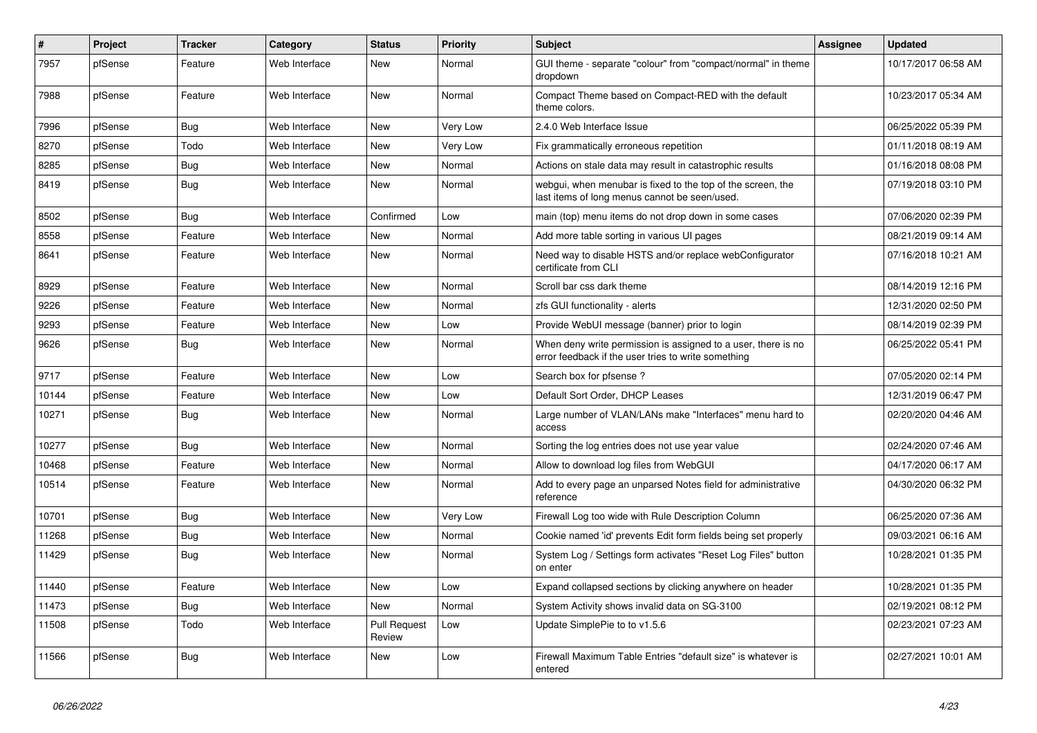| # | Project | Tracker | Category | Status | Priority | Subject | Assignee | Updated |
|---|---|---|---|---|---|---|---|---|
| 7957 | pfSense | Feature | Web Interface | New | Normal | GUI theme - separate "colour" from "compact/normal" in theme dropdown | | 10/17/2017 06:58 AM |
| 7988 | pfSense | Feature | Web Interface | New | Normal | Compact Theme based on Compact-RED with the default theme colors. | | 10/23/2017 05:34 AM |
| 7996 | pfSense | Bug | Web Interface | New | Very Low | 2.4.0 Web Interface Issue | | 06/25/2022 05:39 PM |
| 8270 | pfSense | Todo | Web Interface | New | Very Low | Fix grammatically erroneous repetition | | 01/11/2018 08:19 AM |
| 8285 | pfSense | Bug | Web Interface | New | Normal | Actions on stale data may result in catastrophic results | | 01/16/2018 08:08 PM |
| 8419 | pfSense | Bug | Web Interface | New | Normal | webgui, when menubar is fixed to the top of the screen, the last items of long menus cannot be seen/used. | | 07/19/2018 03:10 PM |
| 8502 | pfSense | Bug | Web Interface | Confirmed | Low | main (top) menu items do not drop down in some cases | | 07/06/2020 02:39 PM |
| 8558 | pfSense | Feature | Web Interface | New | Normal | Add more table sorting in various UI pages | | 08/21/2019 09:14 AM |
| 8641 | pfSense | Feature | Web Interface | New | Normal | Need way to disable HSTS and/or replace webConfigurator certificate from CLI | | 07/16/2018 10:21 AM |
| 8929 | pfSense | Feature | Web Interface | New | Normal | Scroll bar css dark theme | | 08/14/2019 12:16 PM |
| 9226 | pfSense | Feature | Web Interface | New | Normal | zfs GUI functionality - alerts | | 12/31/2020 02:50 PM |
| 9293 | pfSense | Feature | Web Interface | New | Low | Provide WebUI message (banner) prior to login | | 08/14/2019 02:39 PM |
| 9626 | pfSense | Bug | Web Interface | New | Normal | When deny write permission is assigned to a user, there is no error feedback if the user tries to write something | | 06/25/2022 05:41 PM |
| 9717 | pfSense | Feature | Web Interface | New | Low | Search box for pfsense ? | | 07/05/2020 02:14 PM |
| 10144 | pfSense | Feature | Web Interface | New | Low | Default Sort Order, DHCP Leases | | 12/31/2019 06:47 PM |
| 10271 | pfSense | Bug | Web Interface | New | Normal | Large number of VLAN/LANs make "Interfaces" menu hard to access | | 02/20/2020 04:46 AM |
| 10277 | pfSense | Bug | Web Interface | New | Normal | Sorting the log entries does not use year value | | 02/24/2020 07:46 AM |
| 10468 | pfSense | Feature | Web Interface | New | Normal | Allow to download log files from WebGUI | | 04/17/2020 06:17 AM |
| 10514 | pfSense | Feature | Web Interface | New | Normal | Add to every page an unparsed Notes field for administrative reference | | 04/30/2020 06:32 PM |
| 10701 | pfSense | Bug | Web Interface | New | Very Low | Firewall Log too wide with Rule Description Column | | 06/25/2020 07:36 AM |
| 11268 | pfSense | Bug | Web Interface | New | Normal | Cookie named 'id' prevents Edit form fields being set properly | | 09/03/2021 06:16 AM |
| 11429 | pfSense | Bug | Web Interface | New | Normal | System Log / Settings form activates "Reset Log Files" button on enter | | 10/28/2021 01:35 PM |
| 11440 | pfSense | Feature | Web Interface | New | Low | Expand collapsed sections by clicking anywhere on header | | 10/28/2021 01:35 PM |
| 11473 | pfSense | Bug | Web Interface | New | Normal | System Activity shows invalid data on SG-3100 | | 02/19/2021 08:12 PM |
| 11508 | pfSense | Todo | Web Interface | Pull Request Review | Low | Update SimplePie to to v1.5.6 | | 02/23/2021 07:23 AM |
| 11566 | pfSense | Bug | Web Interface | New | Low | Firewall Maximum Table Entries "default size" is whatever is entered | | 02/27/2021 10:01 AM |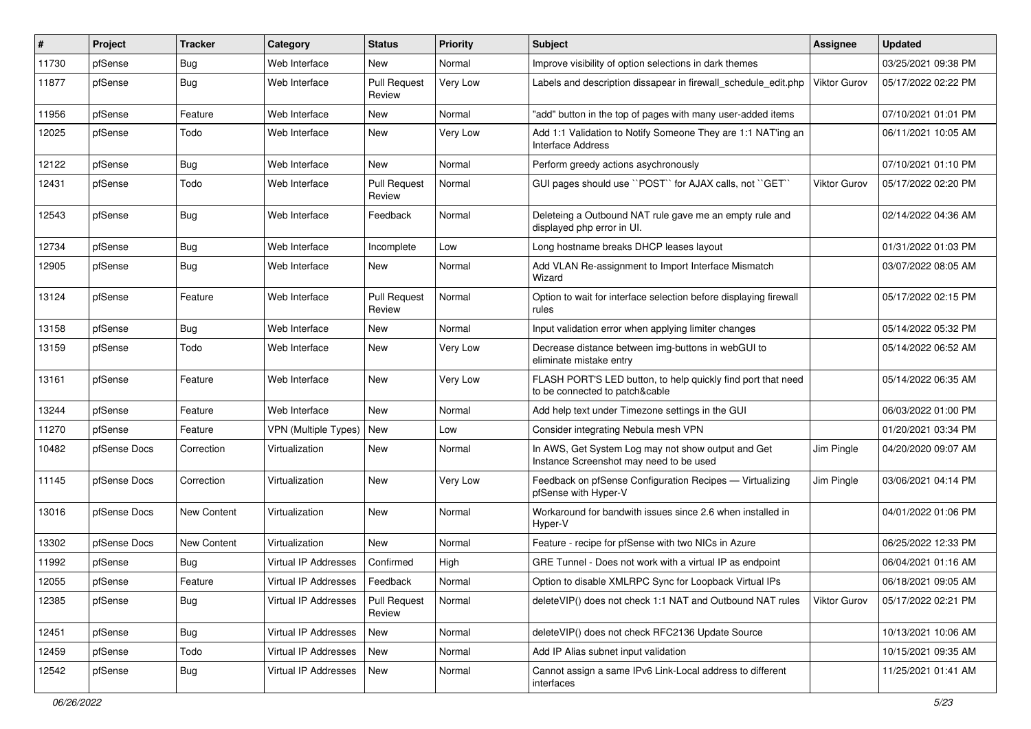| # | Project | Tracker | Category | Status | Priority | Subject | Assignee | Updated |
|---|---|---|---|---|---|---|---|---|
| 11730 | pfSense | Bug | Web Interface | New | Normal | Improve visibility of option selections in dark themes | | 03/25/2021 09:38 PM |
| 11877 | pfSense | Bug | Web Interface | Pull Request Review | Very Low | Labels and description dissapear in firewall_schedule_edit.php | Viktor Gurov | 05/17/2022 02:22 PM |
| 11956 | pfSense | Feature | Web Interface | New | Normal | "add" button in the top of pages with many user-added items | | 07/10/2021 01:01 PM |
| 12025 | pfSense | Todo | Web Interface | New | Very Low | Add 1:1 Validation to Notify Someone They are 1:1 NAT'ing an Interface Address | | 06/11/2021 10:05 AM |
| 12122 | pfSense | Bug | Web Interface | New | Normal | Perform greedy actions asychronously | | 07/10/2021 01:10 PM |
| 12431 | pfSense | Todo | Web Interface | Pull Request Review | Normal | GUI pages should use ``POST`` for AJAX calls, not ``GET`` | Viktor Gurov | 05/17/2022 02:20 PM |
| 12543 | pfSense | Bug | Web Interface | Feedback | Normal | Deleteing a Outbound NAT rule gave me an empty rule and displayed php error in UI. | | 02/14/2022 04:36 AM |
| 12734 | pfSense | Bug | Web Interface | Incomplete | Low | Long hostname breaks DHCP leases layout | | 01/31/2022 01:03 PM |
| 12905 | pfSense | Bug | Web Interface | New | Normal | Add VLAN Re-assignment to Import Interface Mismatch Wizard | | 03/07/2022 08:05 AM |
| 13124 | pfSense | Feature | Web Interface | Pull Request Review | Normal | Option to wait for interface selection before displaying firewall rules | | 05/17/2022 02:15 PM |
| 13158 | pfSense | Bug | Web Interface | New | Normal | Input validation error when applying limiter changes | | 05/14/2022 05:32 PM |
| 13159 | pfSense | Todo | Web Interface | New | Very Low | Decrease distance between img-buttons in webGUI to eliminate mistake entry | | 05/14/2022 06:52 AM |
| 13161 | pfSense | Feature | Web Interface | New | Very Low | FLASH PORT'S LED button, to help quickly find port that need to be connected to patch&cable | | 05/14/2022 06:35 AM |
| 13244 | pfSense | Feature | Web Interface | New | Normal | Add help text under Timezone settings in the GUI | | 06/03/2022 01:00 PM |
| 11270 | pfSense | Feature | VPN (Multiple Types) | New | Low | Consider integrating Nebula mesh VPN | | 01/20/2021 03:34 PM |
| 10482 | pfSense Docs | Correction | Virtualization | New | Normal | In AWS, Get System Log may not show output and Get Instance Screenshot may need to be used | Jim Pingle | 04/20/2020 09:07 AM |
| 11145 | pfSense Docs | Correction | Virtualization | New | Very Low | Feedback on pfSense Configuration Recipes — Virtualizing pfSense with Hyper-V | Jim Pingle | 03/06/2021 04:14 PM |
| 13016 | pfSense Docs | New Content | Virtualization | New | Normal | Workaround for bandwith issues since 2.6 when installed in Hyper-V | | 04/01/2022 01:06 PM |
| 13302 | pfSense Docs | New Content | Virtualization | New | Normal | Feature - recipe for pfSense with two NICs in Azure | | 06/25/2022 12:33 PM |
| 11992 | pfSense | Bug | Virtual IP Addresses | Confirmed | High | GRE Tunnel - Does not work with a virtual IP as endpoint | | 06/04/2021 01:16 AM |
| 12055 | pfSense | Feature | Virtual IP Addresses | Feedback | Normal | Option to disable XMLRPC Sync for Loopback Virtual IPs | | 06/18/2021 09:05 AM |
| 12385 | pfSense | Bug | Virtual IP Addresses | Pull Request Review | Normal | deleteVIP() does not check 1:1 NAT and Outbound NAT rules | Viktor Gurov | 05/17/2022 02:21 PM |
| 12451 | pfSense | Bug | Virtual IP Addresses | New | Normal | deleteVIP() does not check RFC2136 Update Source | | 10/13/2021 10:06 AM |
| 12459 | pfSense | Todo | Virtual IP Addresses | New | Normal | Add IP Alias subnet input validation | | 10/15/2021 09:35 AM |
| 12542 | pfSense | Bug | Virtual IP Addresses | New | Normal | Cannot assign a same IPv6 Link-Local address to different interfaces | | 11/25/2021 01:41 AM |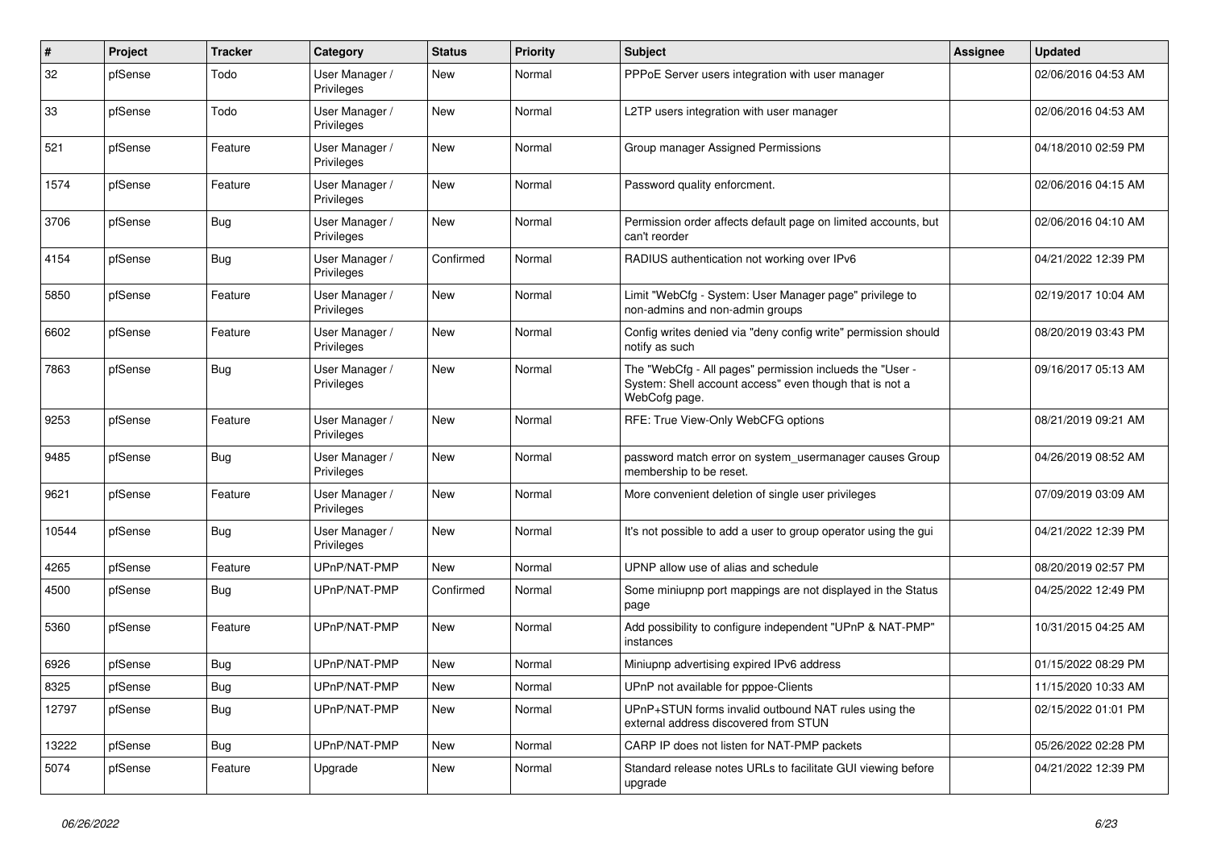| # | Project | Tracker | Category | Status | Priority | Subject | Assignee | Updated |
|---|---|---|---|---|---|---|---|---|
| 32 | pfSense | Todo | User Manager / Privileges | New | Normal | PPPoE Server users integration with user manager | | 02/06/2016 04:53 AM |
| 33 | pfSense | Todo | User Manager / Privileges | New | Normal | L2TP users integration with user manager | | 02/06/2016 04:53 AM |
| 521 | pfSense | Feature | User Manager / Privileges | New | Normal | Group manager Assigned Permissions | | 04/18/2010 02:59 PM |
| 1574 | pfSense | Feature | User Manager / Privileges | New | Normal | Password quality enforcment. | | 02/06/2016 04:15 AM |
| 3706 | pfSense | Bug | User Manager / Privileges | New | Normal | Permission order affects default page on limited accounts, but can't reorder | | 02/06/2016 04:10 AM |
| 4154 | pfSense | Bug | User Manager / Privileges | Confirmed | Normal | RADIUS authentication not working over IPv6 | | 04/21/2022 12:39 PM |
| 5850 | pfSense | Feature | User Manager / Privileges | New | Normal | Limit "WebCfg - System: User Manager page" privilege to non-admins and non-admin groups | | 02/19/2017 10:04 AM |
| 6602 | pfSense | Feature | User Manager / Privileges | New | Normal | Config writes denied via "deny config write" permission should notify as such | | 08/20/2019 03:43 PM |
| 7863 | pfSense | Bug | User Manager / Privileges | New | Normal | The "WebCfg - All pages" permission inclueds the "User - System: Shell account access" even though that is not a WebCofg page. | | 09/16/2017 05:13 AM |
| 9253 | pfSense | Feature | User Manager / Privileges | New | Normal | RFE: True View-Only WebCFG options | | 08/21/2019 09:21 AM |
| 9485 | pfSense | Bug | User Manager / Privileges | New | Normal | password match error on system_usermanager causes Group membership to be reset. | | 04/26/2019 08:52 AM |
| 9621 | pfSense | Feature | User Manager / Privileges | New | Normal | More convenient deletion of single user privileges | | 07/09/2019 03:09 AM |
| 10544 | pfSense | Bug | User Manager / Privileges | New | Normal | It's not possible to add a user to group operator using the gui | | 04/21/2022 12:39 PM |
| 4265 | pfSense | Feature | UPnP/NAT-PMP | New | Normal | UPNP allow use of alias and schedule | | 08/20/2019 02:57 PM |
| 4500 | pfSense | Bug | UPnP/NAT-PMP | Confirmed | Normal | Some miniupnp port mappings are not displayed in the Status page | | 04/25/2022 12:49 PM |
| 5360 | pfSense | Feature | UPnP/NAT-PMP | New | Normal | Add possibility to configure independent "UPnP & NAT-PMP" instances | | 10/31/2015 04:25 AM |
| 6926 | pfSense | Bug | UPnP/NAT-PMP | New | Normal | Miniupnp advertising expired IPv6 address | | 01/15/2022 08:29 PM |
| 8325 | pfSense | Bug | UPnP/NAT-PMP | New | Normal | UPnP not available for pppoe-Clients | | 11/15/2020 10:33 AM |
| 12797 | pfSense | Bug | UPnP/NAT-PMP | New | Normal | UPnP+STUN forms invalid outbound NAT rules using the external address discovered from STUN | | 02/15/2022 01:01 PM |
| 13222 | pfSense | Bug | UPnP/NAT-PMP | New | Normal | CARP IP does not listen for NAT-PMP packets | | 05/26/2022 02:28 PM |
| 5074 | pfSense | Feature | Upgrade | New | Normal | Standard release notes URLs to facilitate GUI viewing before upgrade | | 04/21/2022 12:39 PM |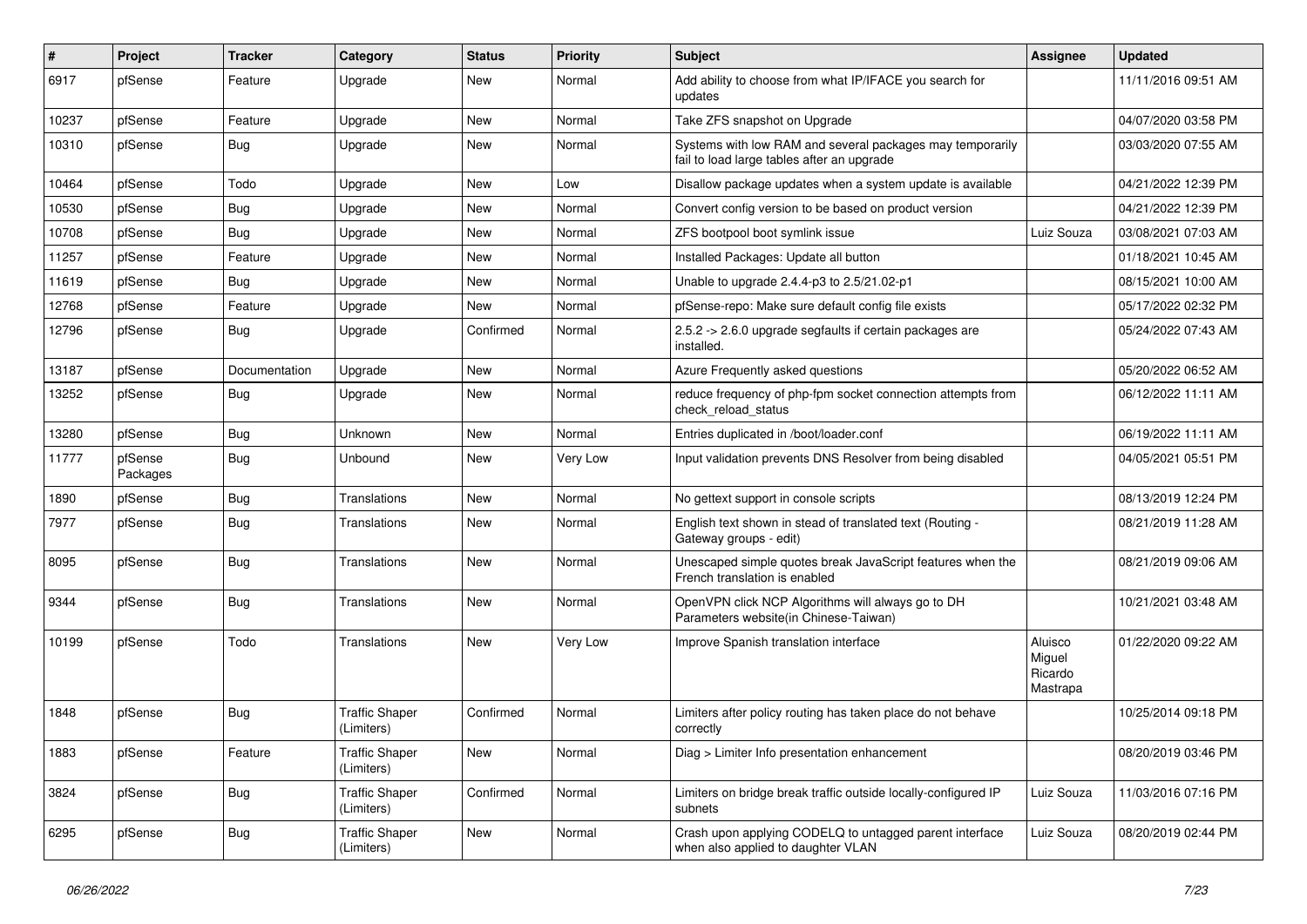| # | Project | Tracker | Category | Status | Priority | Subject | Assignee | Updated |
|---|---|---|---|---|---|---|---|---|
| 6917 | pfSense | Feature | Upgrade | New | Normal | Add ability to choose from what IP/IFACE you search for updates | | 11/11/2016 09:51 AM |
| 10237 | pfSense | Feature | Upgrade | New | Normal | Take ZFS snapshot on Upgrade | | 04/07/2020 03:58 PM |
| 10310 | pfSense | Bug | Upgrade | New | Normal | Systems with low RAM and several packages may temporarily fail to load large tables after an upgrade | | 03/03/2020 07:55 AM |
| 10464 | pfSense | Todo | Upgrade | New | Low | Disallow package updates when a system update is available | | 04/21/2022 12:39 PM |
| 10530 | pfSense | Bug | Upgrade | New | Normal | Convert config version to be based on product version | | 04/21/2022 12:39 PM |
| 10708 | pfSense | Bug | Upgrade | New | Normal | ZFS bootpool boot symlink issue | Luiz Souza | 03/08/2021 07:03 AM |
| 11257 | pfSense | Feature | Upgrade | New | Normal | Installed Packages: Update all button | | 01/18/2021 10:45 AM |
| 11619 | pfSense | Bug | Upgrade | New | Normal | Unable to upgrade 2.4.4-p3 to 2.5/21.02-p1 | | 08/15/2021 10:00 AM |
| 12768 | pfSense | Feature | Upgrade | New | Normal | pfSense-repo: Make sure default config file exists | | 05/17/2022 02:32 PM |
| 12796 | pfSense | Bug | Upgrade | Confirmed | Normal | 2.5.2 -> 2.6.0 upgrade segfaults if certain packages are installed. | | 05/24/2022 07:43 AM |
| 13187 | pfSense | Documentation | Upgrade | New | Normal | Azure Frequently asked questions | | 05/20/2022 06:52 AM |
| 13252 | pfSense | Bug | Upgrade | New | Normal | reduce frequency of php-fpm socket connection attempts from check_reload_status | | 06/12/2022 11:11 AM |
| 13280 | pfSense | Bug | Unknown | New | Normal | Entries duplicated in /boot/loader.conf | | 06/19/2022 11:11 AM |
| 11777 | pfSense Packages | Bug | Unbound | New | Very Low | Input validation prevents DNS Resolver from being disabled | | 04/05/2021 05:51 PM |
| 1890 | pfSense | Bug | Translations | New | Normal | No gettext support in console scripts | | 08/13/2019 12:24 PM |
| 7977 | pfSense | Bug | Translations | New | Normal | English text shown in stead of translated text (Routing - Gateway groups - edit) | | 08/21/2019 11:28 AM |
| 8095 | pfSense | Bug | Translations | New | Normal | Unescaped simple quotes break JavaScript features when the French translation is enabled | | 08/21/2019 09:06 AM |
| 9344 | pfSense | Bug | Translations | New | Normal | OpenVPN click NCP Algorithms will always go to DH Parameters website(in Chinese-Taiwan) | | 10/21/2021 03:48 AM |
| 10199 | pfSense | Todo | Translations | New | Very Low | Improve Spanish translation interface | Aluisco Miguel Ricardo Mastrapa | 01/22/2020 09:22 AM |
| 1848 | pfSense | Bug | Traffic Shaper (Limiters) | Confirmed | Normal | Limiters after policy routing has taken place do not behave correctly | | 10/25/2014 09:18 PM |
| 1883 | pfSense | Feature | Traffic Shaper (Limiters) | New | Normal | Diag > Limiter Info presentation enhancement | | 08/20/2019 03:46 PM |
| 3824 | pfSense | Bug | Traffic Shaper (Limiters) | Confirmed | Normal | Limiters on bridge break traffic outside locally-configured IP subnets | Luiz Souza | 11/03/2016 07:16 PM |
| 6295 | pfSense | Bug | Traffic Shaper (Limiters) | New | Normal | Crash upon applying CODELQ to untagged parent interface when also applied to daughter VLAN | Luiz Souza | 08/20/2019 02:44 PM |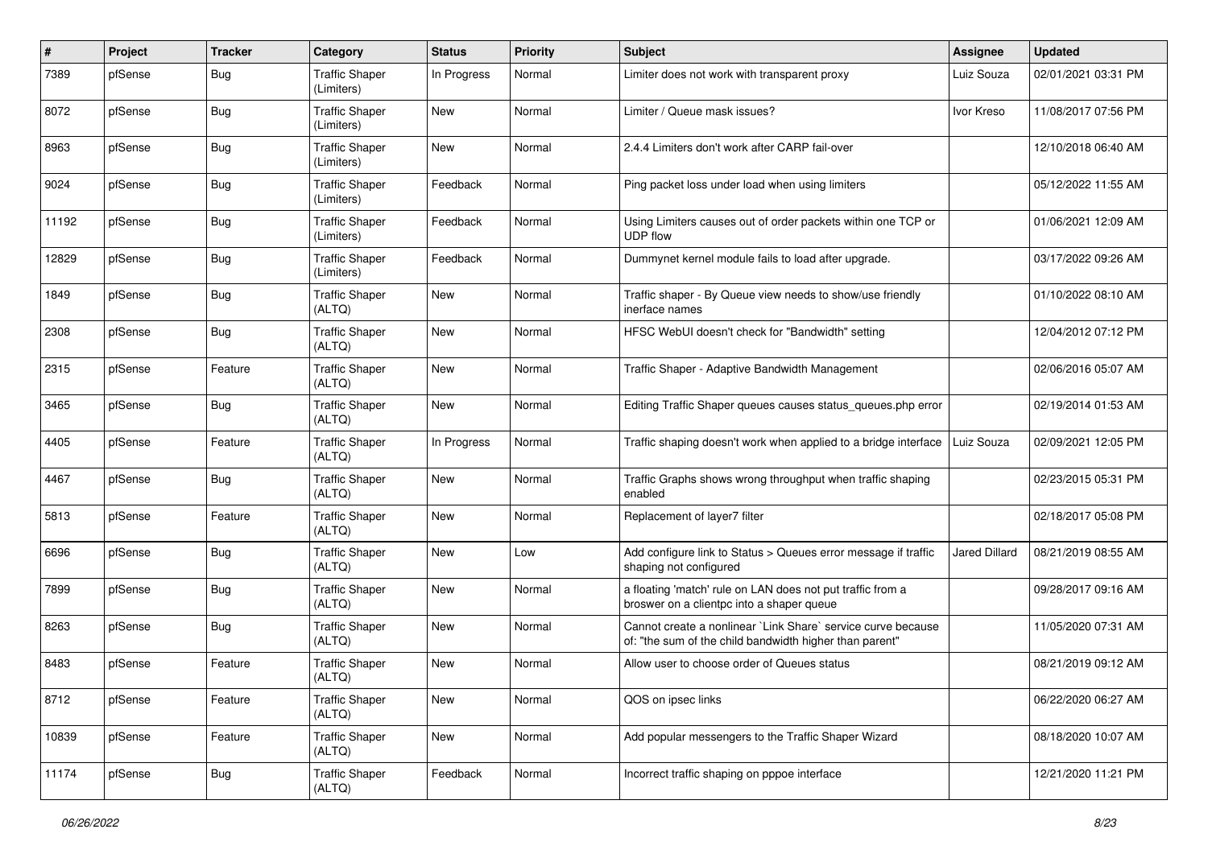| # | Project | Tracker | Category | Status | Priority | Subject | Assignee | Updated |
|---|---|---|---|---|---|---|---|---|
| 7389 | pfSense | Bug | Traffic Shaper (Limiters) | In Progress | Normal | Limiter does not work with transparent proxy | Luiz Souza | 02/01/2021 03:31 PM |
| 8072 | pfSense | Bug | Traffic Shaper (Limiters) | New | Normal | Limiter / Queue mask issues? | Ivor Kreso | 11/08/2017 07:56 PM |
| 8963 | pfSense | Bug | Traffic Shaper (Limiters) | New | Normal | 2.4.4 Limiters don't work after CARP fail-over | | 12/10/2018 06:40 AM |
| 9024 | pfSense | Bug | Traffic Shaper (Limiters) | Feedback | Normal | Ping packet loss under load when using limiters | | 05/12/2022 11:55 AM |
| 11192 | pfSense | Bug | Traffic Shaper (Limiters) | Feedback | Normal | Using Limiters causes out of order packets within one TCP or UDP flow | | 01/06/2021 12:09 AM |
| 12829 | pfSense | Bug | Traffic Shaper (Limiters) | Feedback | Normal | Dummynet kernel module fails to load after upgrade. | | 03/17/2022 09:26 AM |
| 1849 | pfSense | Bug | Traffic Shaper (ALTQ) | New | Normal | Traffic shaper - By Queue view needs to show/use friendly inerface names | | 01/10/2022 08:10 AM |
| 2308 | pfSense | Bug | Traffic Shaper (ALTQ) | New | Normal | HFSC WebUI doesn't check for "Bandwidth" setting | | 12/04/2012 07:12 PM |
| 2315 | pfSense | Feature | Traffic Shaper (ALTQ) | New | Normal | Traffic Shaper - Adaptive Bandwidth Management | | 02/06/2016 05:07 AM |
| 3465 | pfSense | Bug | Traffic Shaper (ALTQ) | New | Normal | Editing Traffic Shaper queues causes status_queues.php error | | 02/19/2014 01:53 AM |
| 4405 | pfSense | Feature | Traffic Shaper (ALTQ) | In Progress | Normal | Traffic shaping doesn't work when applied to a bridge interface | Luiz Souza | 02/09/2021 12:05 PM |
| 4467 | pfSense | Bug | Traffic Shaper (ALTQ) | New | Normal | Traffic Graphs shows wrong throughput when traffic shaping enabled | | 02/23/2015 05:31 PM |
| 5813 | pfSense | Feature | Traffic Shaper (ALTQ) | New | Normal | Replacement of layer7 filter | | 02/18/2017 05:08 PM |
| 6696 | pfSense | Bug | Traffic Shaper (ALTQ) | New | Low | Add configure link to Status > Queues error message if traffic shaping not configured | Jared Dillard | 08/21/2019 08:55 AM |
| 7899 | pfSense | Bug | Traffic Shaper (ALTQ) | New | Normal | a floating 'match' rule on LAN does not put traffic from a broswer on a clientpc into a shaper queue | | 09/28/2017 09:16 AM |
| 8263 | pfSense | Bug | Traffic Shaper (ALTQ) | New | Normal | Cannot create a nonlinear `Link Share` service curve because of: "the sum of the child bandwidth higher than parent" | | 11/05/2020 07:31 AM |
| 8483 | pfSense | Feature | Traffic Shaper (ALTQ) | New | Normal | Allow user to choose order of Queues status | | 08/21/2019 09:12 AM |
| 8712 | pfSense | Feature | Traffic Shaper (ALTQ) | New | Normal | QOS on ipsec links | | 06/22/2020 06:27 AM |
| 10839 | pfSense | Feature | Traffic Shaper (ALTQ) | New | Normal | Add popular messengers to the Traffic Shaper Wizard | | 08/18/2020 10:07 AM |
| 11174 | pfSense | Bug | Traffic Shaper (ALTQ) | Feedback | Normal | Incorrect traffic shaping on pppoe interface | | 12/21/2020 11:21 PM |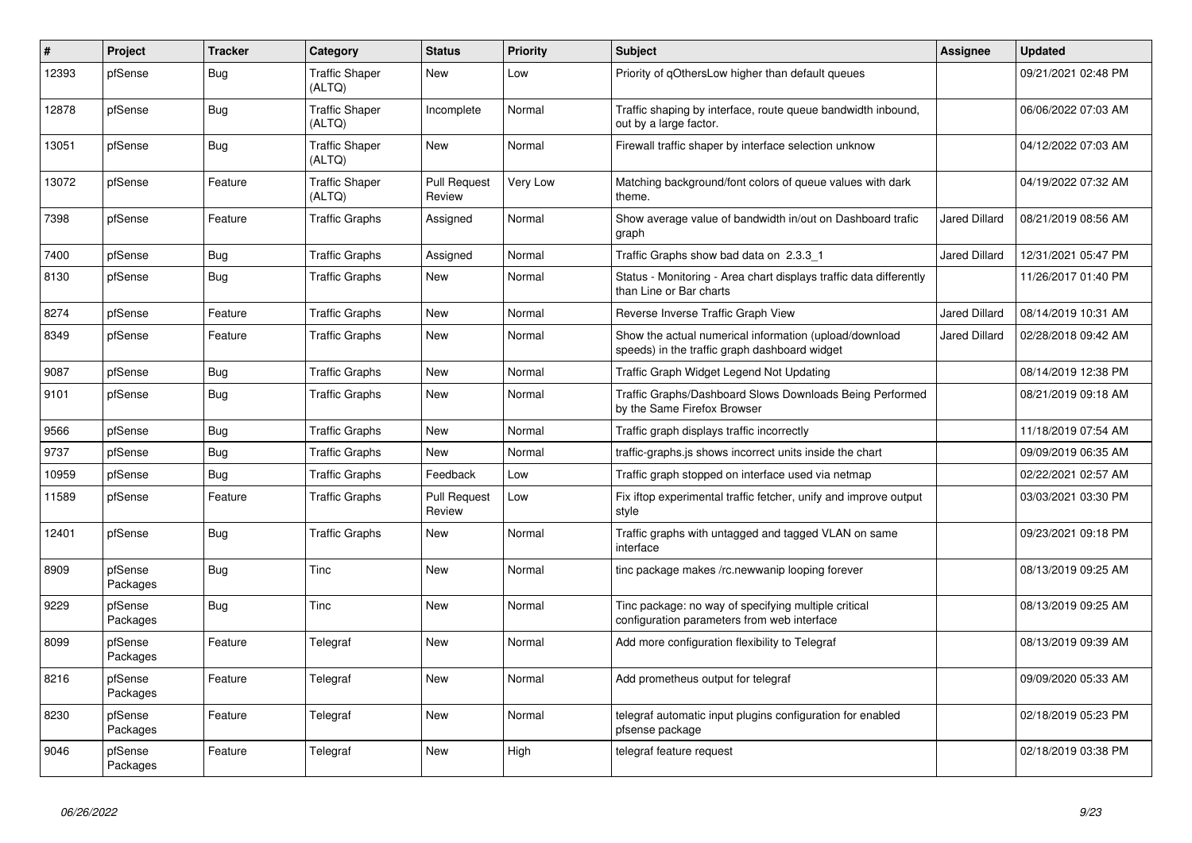| # | Project | Tracker | Category | Status | Priority | Subject | Assignee | Updated |
| --- | --- | --- | --- | --- | --- | --- | --- | --- |
| 12393 | pfSense | Bug | Traffic Shaper (ALTQ) | New | Low | Priority of qOthersLow higher than default queues | | 09/21/2021 02:48 PM |
| 12878 | pfSense | Bug | Traffic Shaper (ALTQ) | Incomplete | Normal | Traffic shaping by interface, route queue bandwidth inbound, out by a large factor. | | 06/06/2022 07:03 AM |
| 13051 | pfSense | Bug | Traffic Shaper (ALTQ) | New | Normal | Firewall traffic shaper by interface selection unknow | | 04/12/2022 07:03 AM |
| 13072 | pfSense | Feature | Traffic Shaper (ALTQ) | Pull Request Review | Very Low | Matching background/font colors of queue values with dark theme. | | 04/19/2022 07:32 AM |
| 7398 | pfSense | Feature | Traffic Graphs | Assigned | Normal | Show average value of bandwidth in/out on Dashboard trafic graph | Jared Dillard | 08/21/2019 08:56 AM |
| 7400 | pfSense | Bug | Traffic Graphs | Assigned | Normal | Traffic Graphs show bad data on 2.3.3_1 | Jared Dillard | 12/31/2021 05:47 PM |
| 8130 | pfSense | Bug | Traffic Graphs | New | Normal | Status - Monitoring - Area chart displays traffic data differently than Line or Bar charts | | 11/26/2017 01:40 PM |
| 8274 | pfSense | Feature | Traffic Graphs | New | Normal | Reverse Inverse Traffic Graph View | Jared Dillard | 08/14/2019 10:31 AM |
| 8349 | pfSense | Feature | Traffic Graphs | New | Normal | Show the actual numerical information (upload/download speeds) in the traffic graph dashboard widget | Jared Dillard | 02/28/2018 09:42 AM |
| 9087 | pfSense | Bug | Traffic Graphs | New | Normal | Traffic Graph Widget Legend Not Updating | | 08/14/2019 12:38 PM |
| 9101 | pfSense | Bug | Traffic Graphs | New | Normal | Traffic Graphs/Dashboard Slows Downloads Being Performed by the Same Firefox Browser | | 08/21/2019 09:18 AM |
| 9566 | pfSense | Bug | Traffic Graphs | New | Normal | Traffic graph displays traffic incorrectly | | 11/18/2019 07:54 AM |
| 9737 | pfSense | Bug | Traffic Graphs | New | Normal | traffic-graphs.js shows incorrect units inside the chart | | 09/09/2019 06:35 AM |
| 10959 | pfSense | Bug | Traffic Graphs | Feedback | Low | Traffic graph stopped on interface used via netmap | | 02/22/2021 02:57 AM |
| 11589 | pfSense | Feature | Traffic Graphs | Pull Request Review | Low | Fix iftop experimental traffic fetcher, unify and improve output style | | 03/03/2021 03:30 PM |
| 12401 | pfSense | Bug | Traffic Graphs | New | Normal | Traffic graphs with untagged and tagged VLAN on same interface | | 09/23/2021 09:18 PM |
| 8909 | pfSense Packages | Bug | Tinc | New | Normal | tinc package makes /rc.newwanip looping forever | | 08/13/2019 09:25 AM |
| 9229 | pfSense Packages | Bug | Tinc | New | Normal | Tinc package: no way of specifying multiple critical configuration parameters from web interface | | 08/13/2019 09:25 AM |
| 8099 | pfSense Packages | Feature | Telegraf | New | Normal | Add more configuration flexibility to Telegraf | | 08/13/2019 09:39 AM |
| 8216 | pfSense Packages | Feature | Telegraf | New | Normal | Add prometheus output for telegraf | | 09/09/2020 05:33 AM |
| 8230 | pfSense Packages | Feature | Telegraf | New | Normal | telegraf automatic input plugins configuration for enabled pfsense package | | 02/18/2019 05:23 PM |
| 9046 | pfSense Packages | Feature | Telegraf | New | High | telegraf feature request | | 02/18/2019 03:38 PM |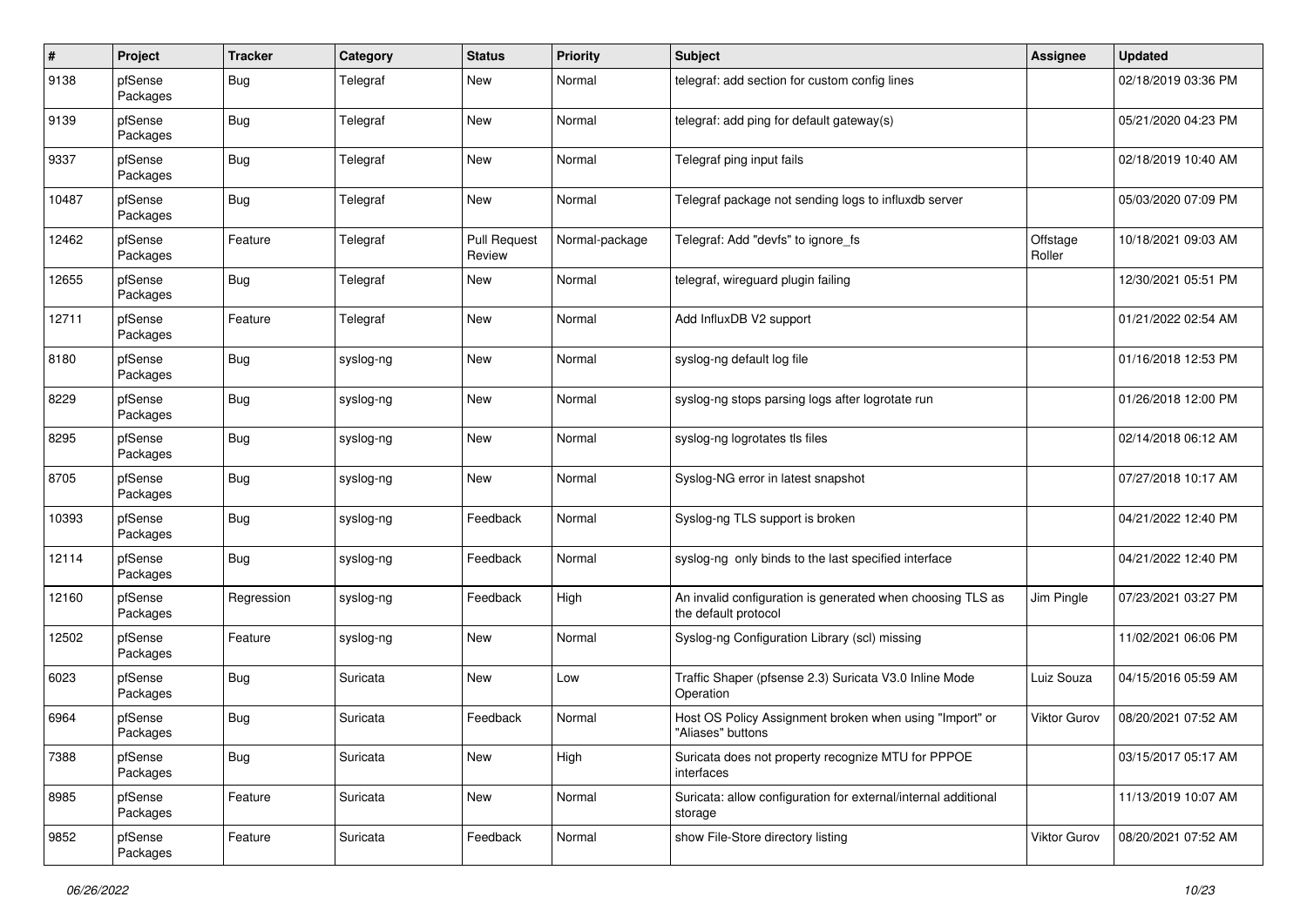| # | Project | Tracker | Category | Status | Priority | Subject | Assignee | Updated |
|---|---|---|---|---|---|---|---|---|
| 9138 | pfSense Packages | Bug | Telegraf | New | Normal | telegraf: add section for custom config lines | | 02/18/2019 03:36 PM |
| 9139 | pfSense Packages | Bug | Telegraf | New | Normal | telegraf: add ping for default gateway(s) | | 05/21/2020 04:23 PM |
| 9337 | pfSense Packages | Bug | Telegraf | New | Normal | Telegraf ping input fails | | 02/18/2019 10:40 AM |
| 10487 | pfSense Packages | Bug | Telegraf | New | Normal | Telegraf package not sending logs to influxdb server | | 05/03/2020 07:09 PM |
| 12462 | pfSense Packages | Feature | Telegraf | Pull Request Review | Normal-package | Telegraf: Add "devfs" to ignore_fs | Offstage Roller | 10/18/2021 09:03 AM |
| 12655 | pfSense Packages | Bug | Telegraf | New | Normal | telegraf, wireguard plugin failing | | 12/30/2021 05:51 PM |
| 12711 | pfSense Packages | Feature | Telegraf | New | Normal | Add InfluxDB V2 support | | 01/21/2022 02:54 AM |
| 8180 | pfSense Packages | Bug | syslog-ng | New | Normal | syslog-ng default log file | | 01/16/2018 12:53 PM |
| 8229 | pfSense Packages | Bug | syslog-ng | New | Normal | syslog-ng stops parsing logs after logrotate run | | 01/26/2018 12:00 PM |
| 8295 | pfSense Packages | Bug | syslog-ng | New | Normal | syslog-ng logrotates tls files | | 02/14/2018 06:12 AM |
| 8705 | pfSense Packages | Bug | syslog-ng | New | Normal | Syslog-NG error in latest snapshot | | 07/27/2018 10:17 AM |
| 10393 | pfSense Packages | Bug | syslog-ng | Feedback | Normal | Syslog-ng TLS support is broken | | 04/21/2022 12:40 PM |
| 12114 | pfSense Packages | Bug | syslog-ng | Feedback | Normal | syslog-ng only binds to the last specified interface | | 04/21/2022 12:40 PM |
| 12160 | pfSense Packages | Regression | syslog-ng | Feedback | High | An invalid configuration is generated when choosing TLS as the default protocol | Jim Pingle | 07/23/2021 03:27 PM |
| 12502 | pfSense Packages | Feature | syslog-ng | New | Normal | Syslog-ng Configuration Library (scl) missing | | 11/02/2021 06:06 PM |
| 6023 | pfSense Packages | Bug | Suricata | New | Low | Traffic Shaper (pfsense 2.3) Suricata V3.0 Inline Mode Operation | Luiz Souza | 04/15/2016 05:59 AM |
| 6964 | pfSense Packages | Bug | Suricata | Feedback | Normal | Host OS Policy Assignment broken when using "Import" or "Aliases" buttons | Viktor Gurov | 08/20/2021 07:52 AM |
| 7388 | pfSense Packages | Bug | Suricata | New | High | Suricata does not property recognize MTU for PPPOE interfaces | | 03/15/2017 05:17 AM |
| 8985 | pfSense Packages | Feature | Suricata | New | Normal | Suricata: allow configuration for external/internal additional storage | | 11/13/2019 10:07 AM |
| 9852 | pfSense Packages | Feature | Suricata | Feedback | Normal | show File-Store directory listing | Viktor Gurov | 08/20/2021 07:52 AM |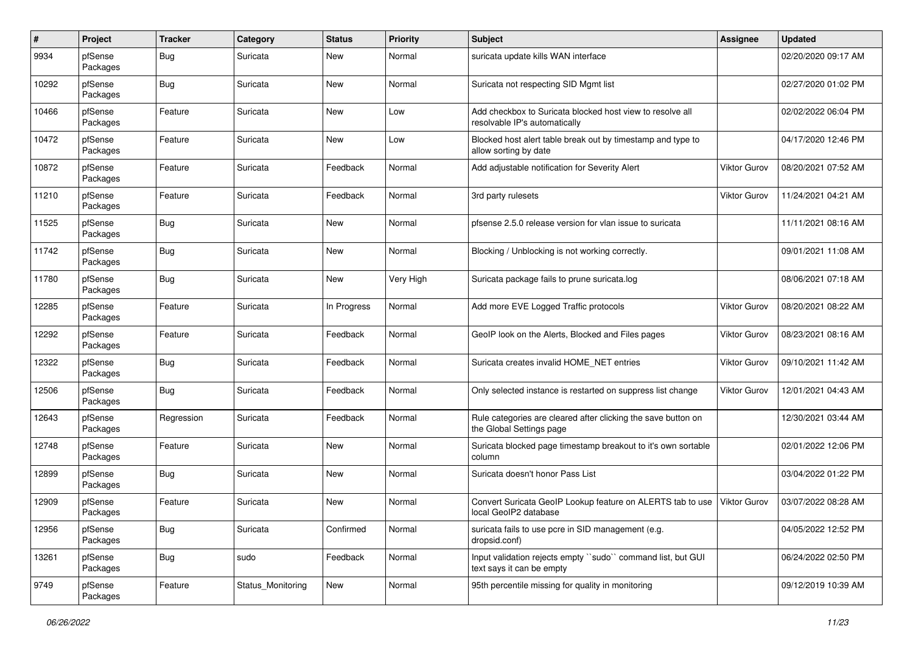| # | Project | Tracker | Category | Status | Priority | Subject | Assignee | Updated |
|---|---|---|---|---|---|---|---|---|
| 9934 | pfSense Packages | Bug | Suricata | New | Normal | suricata update kills WAN interface | | 02/20/2020 09:17 AM |
| 10292 | pfSense Packages | Bug | Suricata | New | Normal | Suricata not respecting SID Mgmt list | | 02/27/2020 01:02 PM |
| 10466 | pfSense Packages | Feature | Suricata | New | Low | Add checkbox to Suricata blocked host view to resolve all resolvable IP's automatically | | 02/02/2022 06:04 PM |
| 10472 | pfSense Packages | Feature | Suricata | New | Low | Blocked host alert table break out by timestamp and type to allow sorting by date | | 04/17/2020 12:46 PM |
| 10872 | pfSense Packages | Feature | Suricata | Feedback | Normal | Add adjustable notification for Severity Alert | Viktor Gurov | 08/20/2021 07:52 AM |
| 11210 | pfSense Packages | Feature | Suricata | Feedback | Normal | 3rd party rulesets | Viktor Gurov | 11/24/2021 04:21 AM |
| 11525 | pfSense Packages | Bug | Suricata | New | Normal | pfsense 2.5.0 release version for vlan issue to suricata | | 11/11/2021 08:16 AM |
| 11742 | pfSense Packages | Bug | Suricata | New | Normal | Blocking / Unblocking is not working correctly. | | 09/01/2021 11:08 AM |
| 11780 | pfSense Packages | Bug | Suricata | New | Very High | Suricata package fails to prune suricata.log | | 08/06/2021 07:18 AM |
| 12285 | pfSense Packages | Feature | Suricata | In Progress | Normal | Add more EVE Logged Traffic protocols | Viktor Gurov | 08/20/2021 08:22 AM |
| 12292 | pfSense Packages | Feature | Suricata | Feedback | Normal | GeoIP look on the Alerts, Blocked and Files pages | Viktor Gurov | 08/23/2021 08:16 AM |
| 12322 | pfSense Packages | Bug | Suricata | Feedback | Normal | Suricata creates invalid HOME_NET entries | Viktor Gurov | 09/10/2021 11:42 AM |
| 12506 | pfSense Packages | Bug | Suricata | Feedback | Normal | Only selected instance is restarted on suppress list change | Viktor Gurov | 12/01/2021 04:43 AM |
| 12643 | pfSense Packages | Regression | Suricata | Feedback | Normal | Rule categories are cleared after clicking the save button on the Global Settings page | | 12/30/2021 03:44 AM |
| 12748 | pfSense Packages | Feature | Suricata | New | Normal | Suricata blocked page timestamp breakout to it's own sortable column | | 02/01/2022 12:06 PM |
| 12899 | pfSense Packages | Bug | Suricata | New | Normal | Suricata doesn't honor Pass List | | 03/04/2022 01:22 PM |
| 12909 | pfSense Packages | Feature | Suricata | New | Normal | Convert Suricata GeoIP Lookup feature on ALERTS tab to use local GeoIP2 database | Viktor Gurov | 03/07/2022 08:28 AM |
| 12956 | pfSense Packages | Bug | Suricata | Confirmed | Normal | suricata fails to use pcre in SID management (e.g. dropsid.conf) | | 04/05/2022 12:52 PM |
| 13261 | pfSense Packages | Bug | sudo | Feedback | Normal | Input validation rejects empty ``sudo`` command list, but GUI text says it can be empty | | 06/24/2022 02:50 PM |
| 9749 | pfSense Packages | Feature | Status_Monitoring | New | Normal | 95th percentile missing for quality in monitoring | | 09/12/2019 10:39 AM |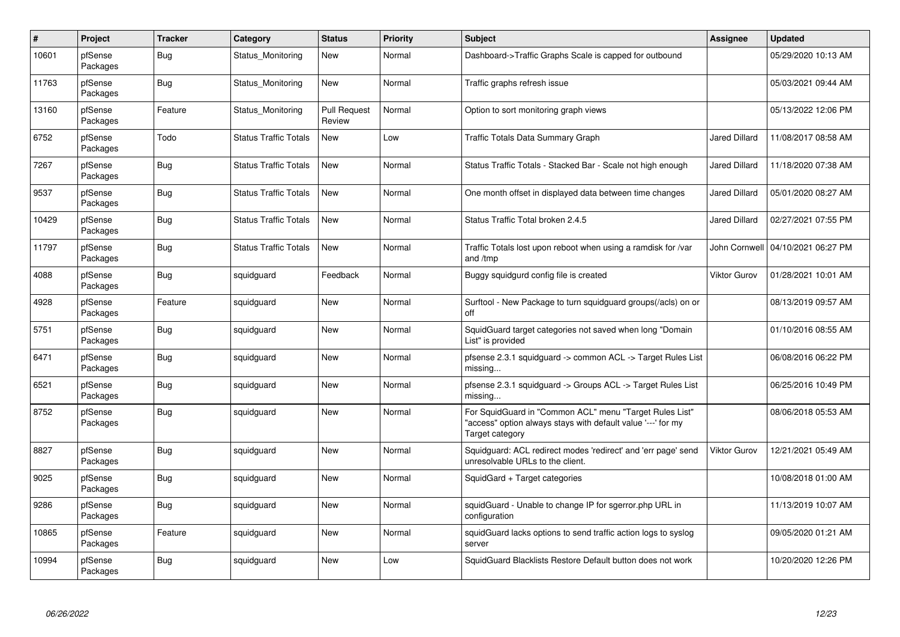| # | Project | Tracker | Category | Status | Priority | Subject | Assignee | Updated |
|---|---|---|---|---|---|---|---|---|
| 10601 | pfSense Packages | Bug | Status_Monitoring | New | Normal | Dashboard->Traffic Graphs Scale is capped for outbound | | 05/29/2020 10:13 AM |
| 11763 | pfSense Packages | Bug | Status_Monitoring | New | Normal | Traffic graphs refresh issue | | 05/03/2021 09:44 AM |
| 13160 | pfSense Packages | Feature | Status_Monitoring | Pull Request Review | Normal | Option to sort monitoring graph views | | 05/13/2022 12:06 PM |
| 6752 | pfSense Packages | Todo | Status Traffic Totals | New | Low | Traffic Totals Data Summary Graph | Jared Dillard | 11/08/2017 08:58 AM |
| 7267 | pfSense Packages | Bug | Status Traffic Totals | New | Normal | Status Traffic Totals - Stacked Bar - Scale not high enough | Jared Dillard | 11/18/2020 07:38 AM |
| 9537 | pfSense Packages | Bug | Status Traffic Totals | New | Normal | One month offset in displayed data between time changes | Jared Dillard | 05/01/2020 08:27 AM |
| 10429 | pfSense Packages | Bug | Status Traffic Totals | New | Normal | Status Traffic Total broken 2.4.5 | Jared Dillard | 02/27/2021 07:55 PM |
| 11797 | pfSense Packages | Bug | Status Traffic Totals | New | Normal | Traffic Totals lost upon reboot when using a ramdisk for /var and /tmp | John Cornwell | 04/10/2021 06:27 PM |
| 4088 | pfSense Packages | Bug | squidguard | Feedback | Normal | Buggy squidgurd config file is created | Viktor Gurov | 01/28/2021 10:01 AM |
| 4928 | pfSense Packages | Feature | squidguard | New | Normal | Surftool - New Package to turn squidguard groups(/acls) on or off | | 08/13/2019 09:57 AM |
| 5751 | pfSense Packages | Bug | squidguard | New | Normal | SquidGuard target categories not saved when long "Domain List" is provided | | 01/10/2016 08:55 AM |
| 6471 | pfSense Packages | Bug | squidguard | New | Normal | pfsense 2.3.1 squidguard -> common ACL -> Target Rules List missing... | | 06/08/2016 06:22 PM |
| 6521 | pfSense Packages | Bug | squidguard | New | Normal | pfsense 2.3.1 squidguard -> Groups ACL -> Target Rules List missing... | | 06/25/2016 10:49 PM |
| 8752 | pfSense Packages | Bug | squidguard | New | Normal | For SquidGuard in "Common ACL" menu "Target Rules List" "access" option always stays with default value '---' for my Target category | | 08/06/2018 05:53 AM |
| 8827 | pfSense Packages | Bug | squidguard | New | Normal | Squidguard: ACL redirect modes 'redirect' and 'err page' send unresolvable URLs to the client. | Viktor Gurov | 12/21/2021 05:49 AM |
| 9025 | pfSense Packages | Bug | squidguard | New | Normal | SquidGard + Target categories | | 10/08/2018 01:00 AM |
| 9286 | pfSense Packages | Bug | squidguard | New | Normal | squidGuard - Unable to change IP for sgerror.php URL in configuration | | 11/13/2019 10:07 AM |
| 10865 | pfSense Packages | Feature | squidguard | New | Normal | squidGuard lacks options to send traffic action logs to syslog server | | 09/05/2020 01:21 AM |
| 10994 | pfSense Packages | Bug | squidguard | New | Low | SquidGuard Blacklists Restore Default button does not work | | 10/20/2020 12:26 PM |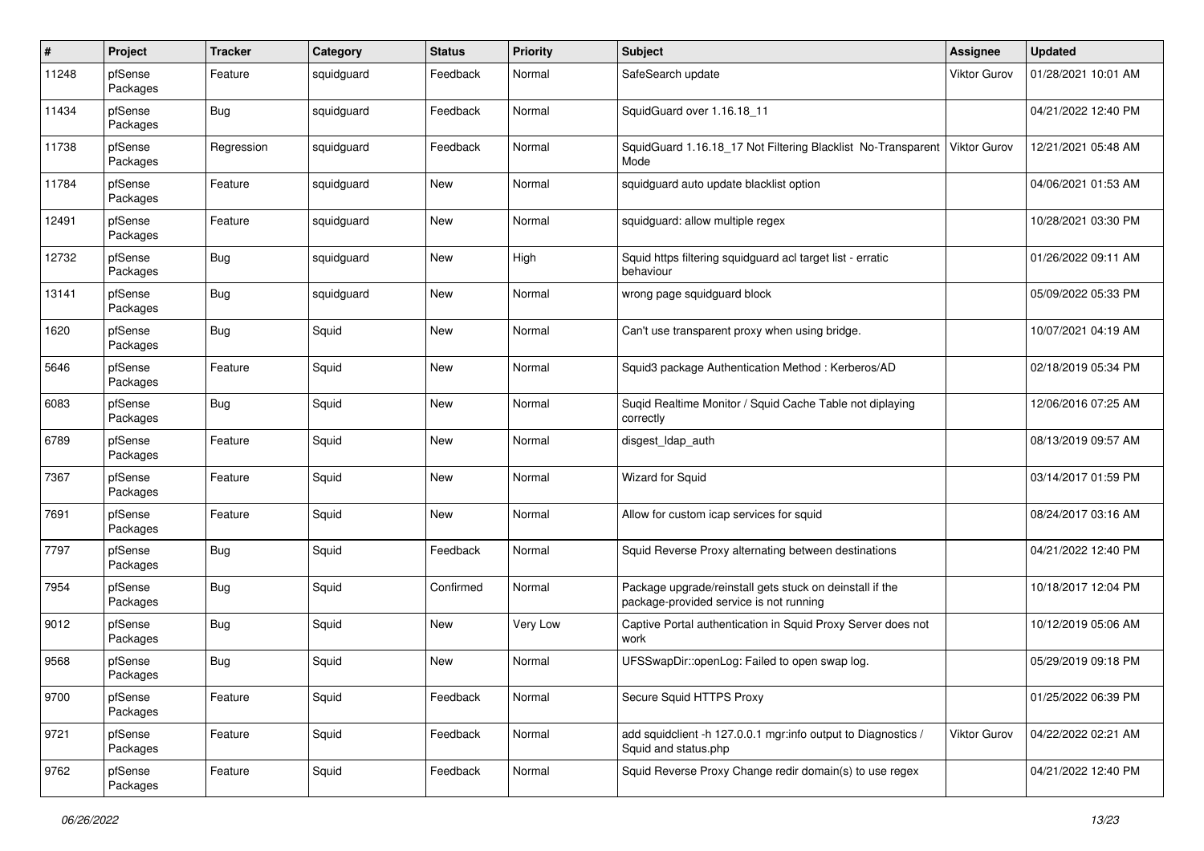| # | Project | Tracker | Category | Status | Priority | Subject | Assignee | Updated |
|---|---|---|---|---|---|---|---|---|
| 11248 | pfSense Packages | Feature | squidguard | Feedback | Normal | SafeSearch update | Viktor Gurov | 01/28/2021 10:01 AM |
| 11434 | pfSense Packages | Bug | squidguard | Feedback | Normal | SquidGuard over 1.16.18_11 | | 04/21/2022 12:40 PM |
| 11738 | pfSense Packages | Regression | squidguard | Feedback | Normal | SquidGuard 1.16.18_17 Not Filtering Blacklist No-Transparent Mode | Viktor Gurov | 12/21/2021 05:48 AM |
| 11784 | pfSense Packages | Feature | squidguard | New | Normal | squidguard auto update blacklist option | | 04/06/2021 01:53 AM |
| 12491 | pfSense Packages | Feature | squidguard | New | Normal | squidguard: allow multiple regex | | 10/28/2021 03:30 PM |
| 12732 | pfSense Packages | Bug | squidguard | New | High | Squid https filtering squidguard acl target list - erratic behaviour | | 01/26/2022 09:11 AM |
| 13141 | pfSense Packages | Bug | squidguard | New | Normal | wrong page squidguard block | | 05/09/2022 05:33 PM |
| 1620 | pfSense Packages | Bug | Squid | New | Normal | Can't use transparent proxy when using bridge. | | 10/07/2021 04:19 AM |
| 5646 | pfSense Packages | Feature | Squid | New | Normal | Squid3 package Authentication Method : Kerberos/AD | | 02/18/2019 05:34 PM |
| 6083 | pfSense Packages | Bug | Squid | New | Normal | Suqid Realtime Monitor / Squid Cache Table not diplaying correctly | | 12/06/2016 07:25 AM |
| 6789 | pfSense Packages | Feature | Squid | New | Normal | disgest_ldap_auth | | 08/13/2019 09:57 AM |
| 7367 | pfSense Packages | Feature | Squid | New | Normal | Wizard for Squid | | 03/14/2017 01:59 PM |
| 7691 | pfSense Packages | Feature | Squid | New | Normal | Allow for custom icap services for squid | | 08/24/2017 03:16 AM |
| 7797 | pfSense Packages | Bug | Squid | Feedback | Normal | Squid Reverse Proxy alternating between destinations | | 04/21/2022 12:40 PM |
| 7954 | pfSense Packages | Bug | Squid | Confirmed | Normal | Package upgrade/reinstall gets stuck on deinstall if the package-provided service is not running | | 10/18/2017 12:04 PM |
| 9012 | pfSense Packages | Bug | Squid | New | Very Low | Captive Portal authentication in Squid Proxy Server does not work | | 10/12/2019 05:06 AM |
| 9568 | pfSense Packages | Bug | Squid | New | Normal | UFSSwapDir::openLog: Failed to open swap log. | | 05/29/2019 09:18 PM |
| 9700 | pfSense Packages | Feature | Squid | Feedback | Normal | Secure Squid HTTPS Proxy | | 01/25/2022 06:39 PM |
| 9721 | pfSense Packages | Feature | Squid | Feedback | Normal | add squidclient -h 127.0.0.1 mgr:info output to Diagnostics / Squid and status.php | Viktor Gurov | 04/22/2022 02:21 AM |
| 9762 | pfSense Packages | Feature | Squid | Feedback | Normal | Squid Reverse Proxy Change redir domain(s) to use regex | | 04/21/2022 12:40 PM |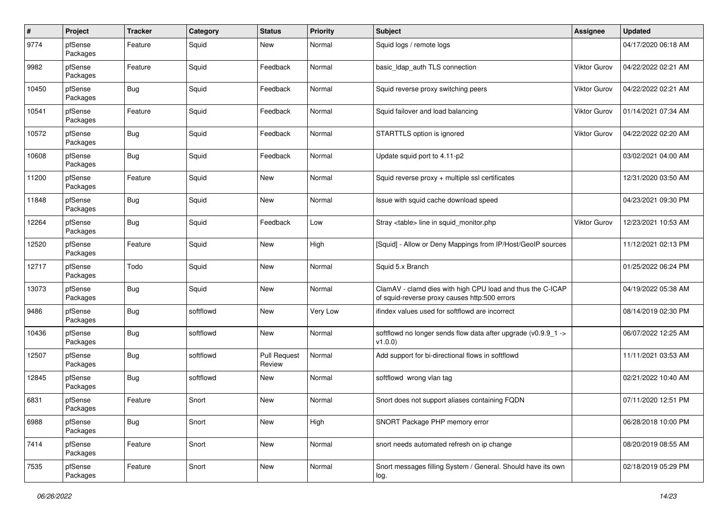| # | Project | Tracker | Category | Status | Priority | Subject | Assignee | Updated |
|---|---|---|---|---|---|---|---|---|
| 9774 | pfSense Packages | Feature | Squid | New | Normal | Squid logs / remote logs | | 04/17/2020 06:18 AM |
| 9982 | pfSense Packages | Feature | Squid | Feedback | Normal | basic_ldap_auth TLS connection | Viktor Gurov | 04/22/2022 02:21 AM |
| 10450 | pfSense Packages | Bug | Squid | Feedback | Normal | Squid reverse proxy switching peers | Viktor Gurov | 04/22/2022 02:21 AM |
| 10541 | pfSense Packages | Feature | Squid | Feedback | Normal | Squid failover and load balancing | Viktor Gurov | 01/14/2021 07:34 AM |
| 10572 | pfSense Packages | Bug | Squid | Feedback | Normal | STARTTLS option is ignored | Viktor Gurov | 04/22/2022 02:20 AM |
| 10608 | pfSense Packages | Bug | Squid | Feedback | Normal | Update squid port to 4.11-p2 | | 03/02/2021 04:00 AM |
| 11200 | pfSense Packages | Feature | Squid | New | Normal | Squid reverse proxy + multiple ssl certificates | | 12/31/2020 03:50 AM |
| 11848 | pfSense Packages | Bug | Squid | New | Normal | Issue with squid cache download speed | | 04/23/2021 09:30 PM |
| 12264 | pfSense Packages | Bug | Squid | Feedback | Low | Stray <table> line in squid_monitor.php | Viktor Gurov | 12/23/2021 10:53 AM |
| 12520 | pfSense Packages | Feature | Squid | New | High | [Squid] - Allow or Deny Mappings from IP/Host/GeoIP sources | | 11/12/2021 02:13 PM |
| 12717 | pfSense Packages | Todo | Squid | New | Normal | Squid 5.x Branch | | 01/25/2022 06:24 PM |
| 13073 | pfSense Packages | Bug | Squid | New | Normal | ClamAV - clamd dies with high CPU load and thus the C-ICAP of squid-reverse proxy causes http:500 errors | | 04/19/2022 05:38 AM |
| 9486 | pfSense Packages | Bug | softflowd | New | Very Low | ifindex values used for softflowd are incorrect | | 08/14/2019 02:30 PM |
| 10436 | pfSense Packages | Bug | softflowd | New | Normal | softflowd no longer sends flow data after upgrade (v0.9.9_1 -> v1.0.0) | | 06/07/2022 12:25 AM |
| 12507 | pfSense Packages | Bug | softflowd | Pull Request Review | Normal | Add support for bi-directional flows in softflowd | | 11/11/2021 03:53 AM |
| 12845 | pfSense Packages | Bug | softflowd | New | Normal | softflowd wrong vlan tag | | 02/21/2022 10:40 AM |
| 6831 | pfSense Packages | Feature | Snort | New | Normal | Snort does not support aliases containing FQDN | | 07/11/2020 12:51 PM |
| 6988 | pfSense Packages | Bug | Snort | New | High | SNORT Package PHP memory error | | 06/28/2018 10:00 PM |
| 7414 | pfSense Packages | Feature | Snort | New | Normal | snort needs automated refresh on ip change | | 08/20/2019 08:55 AM |
| 7535 | pfSense Packages | Feature | Snort | New | Normal | Snort messages filling System / General. Should have its own log. | | 02/18/2019 05:29 PM |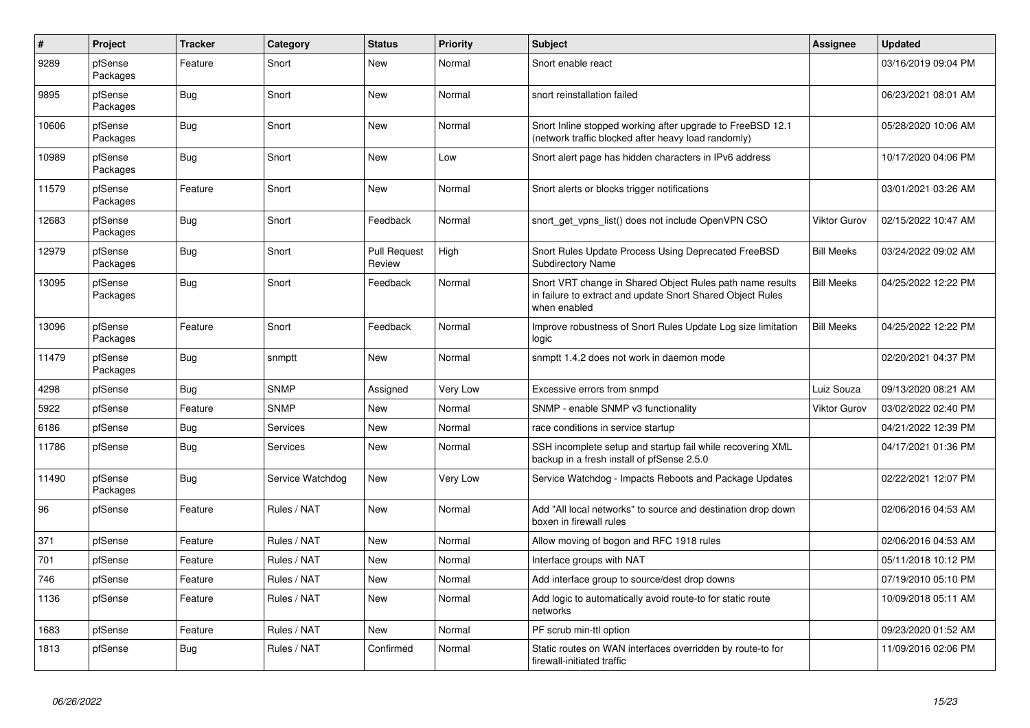| # | Project | Tracker | Category | Status | Priority | Subject | Assignee | Updated |
|---|---|---|---|---|---|---|---|---|
| 9289 | pfSense Packages | Feature | Snort | New | Normal | Snort enable react | | 03/16/2019 09:04 PM |
| 9895 | pfSense Packages | Bug | Snort | New | Normal | snort reinstallation failed | | 06/23/2021 08:01 AM |
| 10606 | pfSense Packages | Bug | Snort | New | Normal | Snort Inline stopped working after upgrade to FreeBSD 12.1 (network traffic blocked after heavy load randomly) | | 05/28/2020 10:06 AM |
| 10989 | pfSense Packages | Bug | Snort | New | Low | Snort alert page has hidden characters in IPv6 address | | 10/17/2020 04:06 PM |
| 11579 | pfSense Packages | Feature | Snort | New | Normal | Snort alerts or blocks trigger notifications | | 03/01/2021 03:26 AM |
| 12683 | pfSense Packages | Bug | Snort | Feedback | Normal | snort_get_vpns_list() does not include OpenVPN CSO | Viktor Gurov | 02/15/2022 10:47 AM |
| 12979 | pfSense Packages | Bug | Snort | Pull Request Review | High | Snort Rules Update Process Using Deprecated FreeBSD Subdirectory Name | Bill Meeks | 03/24/2022 09:02 AM |
| 13095 | pfSense Packages | Bug | Snort | Feedback | Normal | Snort VRT change in Shared Object Rules path name results in failure to extract and update Snort Shared Object Rules when enabled | Bill Meeks | 04/25/2022 12:22 PM |
| 13096 | pfSense Packages | Feature | Snort | Feedback | Normal | Improve robustness of Snort Rules Update Log size limitation logic | Bill Meeks | 04/25/2022 12:22 PM |
| 11479 | pfSense Packages | Bug | snmptt | New | Normal | snmptt 1.4.2 does not work in daemon mode | | 02/20/2021 04:37 PM |
| 4298 | pfSense | Bug | SNMP | Assigned | Very Low | Excessive errors from snmpd | Luiz Souza | 09/13/2020 08:21 AM |
| 5922 | pfSense | Feature | SNMP | New | Normal | SNMP - enable SNMP v3 functionality | Viktor Gurov | 03/02/2022 02:40 PM |
| 6186 | pfSense | Bug | Services | New | Normal | race conditions in service startup | | 04/21/2022 12:39 PM |
| 11786 | pfSense | Bug | Services | New | Normal | SSH incomplete setup and startup fail while recovering XML backup in a fresh install of pfSense 2.5.0 | | 04/17/2021 01:36 PM |
| 11490 | pfSense Packages | Bug | Service Watchdog | New | Very Low | Service Watchdog - Impacts Reboots and Package Updates | | 02/22/2021 12:07 PM |
| 96 | pfSense | Feature | Rules / NAT | New | Normal | Add "All local networks" to source and destination drop down boxen in firewall rules | | 02/06/2016 04:53 AM |
| 371 | pfSense | Feature | Rules / NAT | New | Normal | Allow moving of bogon and RFC 1918 rules | | 02/06/2016 04:53 AM |
| 701 | pfSense | Feature | Rules / NAT | New | Normal | Interface groups with NAT | | 05/11/2018 10:12 PM |
| 746 | pfSense | Feature | Rules / NAT | New | Normal | Add interface group to source/dest drop downs | | 07/19/2010 05:10 PM |
| 1136 | pfSense | Feature | Rules / NAT | New | Normal | Add logic to automatically avoid route-to for static route networks | | 10/09/2018 05:11 AM |
| 1683 | pfSense | Feature | Rules / NAT | New | Normal | PF scrub min-ttl option | | 09/23/2020 01:52 AM |
| 1813 | pfSense | Bug | Rules / NAT | Confirmed | Normal | Static routes on WAN interfaces overridden by route-to for firewall-initiated traffic | | 11/09/2016 02:06 PM |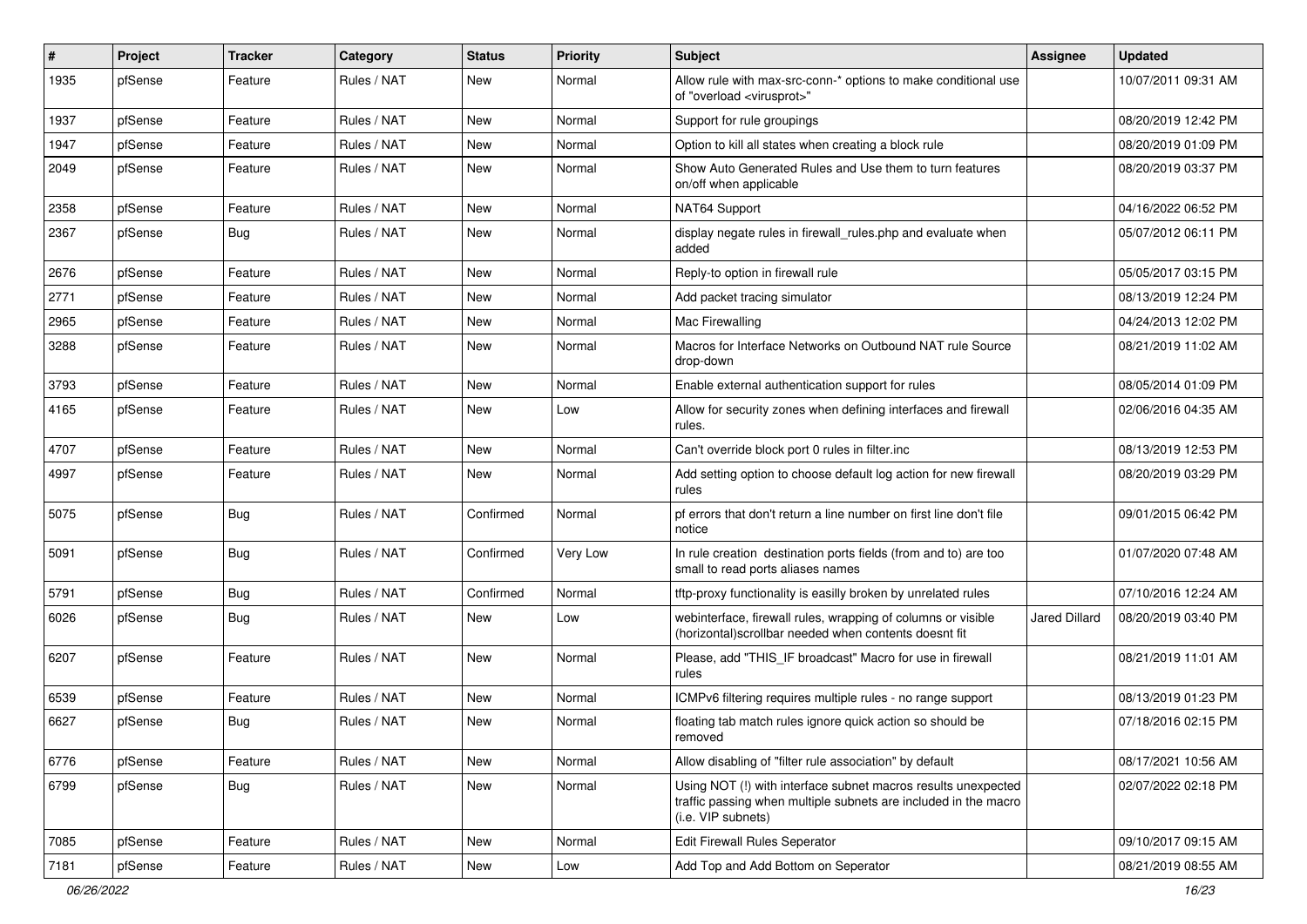| # | Project | Tracker | Category | Status | Priority | Subject | Assignee | Updated |
|---|---|---|---|---|---|---|---|---|
| 1935 | pfSense | Feature | Rules / NAT | New | Normal | Allow rule with max-src-conn-* options to make conditional use of "overload <virusprot>" | | 10/07/2011 09:31 AM |
| 1937 | pfSense | Feature | Rules / NAT | New | Normal | Support for rule groupings | | 08/20/2019 12:42 PM |
| 1947 | pfSense | Feature | Rules / NAT | New | Normal | Option to kill all states when creating a block rule | | 08/20/2019 01:09 PM |
| 2049 | pfSense | Feature | Rules / NAT | New | Normal | Show Auto Generated Rules and Use them to turn features on/off when applicable | | 08/20/2019 03:37 PM |
| 2358 | pfSense | Feature | Rules / NAT | New | Normal | NAT64 Support | | 04/16/2022 06:52 PM |
| 2367 | pfSense | Bug | Rules / NAT | New | Normal | display negate rules in firewall_rules.php and evaluate when added | | 05/07/2012 06:11 PM |
| 2676 | pfSense | Feature | Rules / NAT | New | Normal | Reply-to option in firewall rule | | 05/05/2017 03:15 PM |
| 2771 | pfSense | Feature | Rules / NAT | New | Normal | Add packet tracing simulator | | 08/13/2019 12:24 PM |
| 2965 | pfSense | Feature | Rules / NAT | New | Normal | Mac Firewalling | | 04/24/2013 12:02 PM |
| 3288 | pfSense | Feature | Rules / NAT | New | Normal | Macros for Interface Networks on Outbound NAT rule Source drop-down | | 08/21/2019 11:02 AM |
| 3793 | pfSense | Feature | Rules / NAT | New | Normal | Enable external authentication support for rules | | 08/05/2014 01:09 PM |
| 4165 | pfSense | Feature | Rules / NAT | New | Low | Allow for security zones when defining interfaces and firewall rules. | | 02/06/2016 04:35 AM |
| 4707 | pfSense | Feature | Rules / NAT | New | Normal | Can't override block port 0 rules in filter.inc | | 08/13/2019 12:53 PM |
| 4997 | pfSense | Feature | Rules / NAT | New | Normal | Add setting option to choose default log action for new firewall rules | | 08/20/2019 03:29 PM |
| 5075 | pfSense | Bug | Rules / NAT | Confirmed | Normal | pf errors that don't return a line number on first line don't file notice | | 09/01/2015 06:42 PM |
| 5091 | pfSense | Bug | Rules / NAT | Confirmed | Very Low | In rule creation destination ports fields (from and to) are too small to read ports aliases names | | 01/07/2020 07:48 AM |
| 5791 | pfSense | Bug | Rules / NAT | Confirmed | Normal | tftp-proxy functionality is easilly broken by unrelated rules | | 07/10/2016 12:24 AM |
| 6026 | pfSense | Bug | Rules / NAT | New | Low | webinterface, firewall rules, wrapping of columns or visible (horizontal)scrollbar needed when contents doesnt fit | Jared Dillard | 08/20/2019 03:40 PM |
| 6207 | pfSense | Feature | Rules / NAT | New | Normal | Please, add "THIS_IF broadcast" Macro for use in firewall rules | | 08/21/2019 11:01 AM |
| 6539 | pfSense | Feature | Rules / NAT | New | Normal | ICMPv6 filtering requires multiple rules - no range support | | 08/13/2019 01:23 PM |
| 6627 | pfSense | Bug | Rules / NAT | New | Normal | floating tab match rules ignore quick action so should be removed | | 07/18/2016 02:15 PM |
| 6776 | pfSense | Feature | Rules / NAT | New | Normal | Allow disabling of "filter rule association" by default | | 08/17/2021 10:56 AM |
| 6799 | pfSense | Bug | Rules / NAT | New | Normal | Using NOT (!) with interface subnet macros results unexpected traffic passing when multiple subnets are included in the macro (i.e. VIP subnets) | | 02/07/2022 02:18 PM |
| 7085 | pfSense | Feature | Rules / NAT | New | Normal | Edit Firewall Rules Seperator | | 09/10/2017 09:15 AM |
| 7181 | pfSense | Feature | Rules / NAT | New | Low | Add Top and Add Bottom on Seperator | | 08/21/2019 08:55 AM |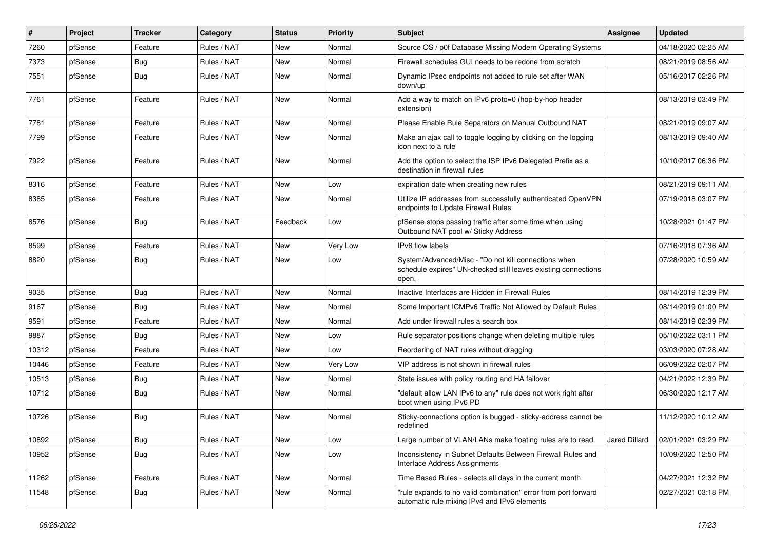| # | Project | Tracker | Category | Status | Priority | Subject | Assignee | Updated |
|---|---|---|---|---|---|---|---|---|
| 7260 | pfSense | Feature | Rules / NAT | New | Normal | Source OS / p0f Database Missing Modern Operating Systems | | 04/18/2020 02:25 AM |
| 7373 | pfSense | Bug | Rules / NAT | New | Normal | Firewall schedules GUI needs to be redone from scratch | | 08/21/2019 08:56 AM |
| 7551 | pfSense | Bug | Rules / NAT | New | Normal | Dynamic IPsec endpoints not added to rule set after WAN down/up | | 05/16/2017 02:26 PM |
| 7761 | pfSense | Feature | Rules / NAT | New | Normal | Add a way to match on IPv6 proto=0 (hop-by-hop header extension) | | 08/13/2019 03:49 PM |
| 7781 | pfSense | Feature | Rules / NAT | New | Normal | Please Enable Rule Separators on Manual Outbound NAT | | 08/21/2019 09:07 AM |
| 7799 | pfSense | Feature | Rules / NAT | New | Normal | Make an ajax call to toggle logging by clicking on the logging icon next to a rule | | 08/13/2019 09:40 AM |
| 7922 | pfSense | Feature | Rules / NAT | New | Normal | Add the option to select the ISP IPv6 Delegated Prefix as a destination in firewall rules | | 10/10/2017 06:36 PM |
| 8316 | pfSense | Feature | Rules / NAT | New | Low | expiration date when creating new rules | | 08/21/2019 09:11 AM |
| 8385 | pfSense | Feature | Rules / NAT | New | Normal | Utilize IP addresses from successfully authenticated OpenVPN endpoints to Update Firewall Rules | | 07/19/2018 03:07 PM |
| 8576 | pfSense | Bug | Rules / NAT | Feedback | Low | pfSense stops passing traffic after some time when using Outbound NAT pool w/ Sticky Address | | 10/28/2021 01:47 PM |
| 8599 | pfSense | Feature | Rules / NAT | New | Very Low | IPv6 flow labels | | 07/16/2018 07:36 AM |
| 8820 | pfSense | Bug | Rules / NAT | New | Low | System/Advanced/Misc - "Do not kill connections when schedule expires" UN-checked still leaves existing connections open. | | 07/28/2020 10:59 AM |
| 9035 | pfSense | Bug | Rules / NAT | New | Normal | Inactive Interfaces are Hidden in Firewall Rules | | 08/14/2019 12:39 PM |
| 9167 | pfSense | Bug | Rules / NAT | New | Normal | Some Important ICMPv6 Traffic Not Allowed by Default Rules | | 08/14/2019 01:00 PM |
| 9591 | pfSense | Feature | Rules / NAT | New | Normal | Add under firewall rules a search box | | 08/14/2019 02:39 PM |
| 9887 | pfSense | Bug | Rules / NAT | New | Low | Rule separator positions change when deleting multiple rules | | 05/10/2022 03:11 PM |
| 10312 | pfSense | Feature | Rules / NAT | New | Low | Reordering of NAT rules without dragging | | 03/03/2020 07:28 AM |
| 10446 | pfSense | Feature | Rules / NAT | New | Very Low | VIP address is not shown in firewall rules | | 06/09/2022 02:07 PM |
| 10513 | pfSense | Bug | Rules / NAT | New | Normal | State issues with policy routing and HA failover | | 04/21/2022 12:39 PM |
| 10712 | pfSense | Bug | Rules / NAT | New | Normal | "default allow LAN IPv6 to any" rule does not work right after boot when using IPv6 PD | | 06/30/2020 12:17 AM |
| 10726 | pfSense | Bug | Rules / NAT | New | Normal | Sticky-connections option is bugged - sticky-address cannot be redefined | | 11/12/2020 10:12 AM |
| 10892 | pfSense | Bug | Rules / NAT | New | Low | Large number of VLAN/LANs make floating rules are to read | Jared Dillard | 02/01/2021 03:29 PM |
| 10952 | pfSense | Bug | Rules / NAT | New | Low | Inconsistency in Subnet Defaults Between Firewall Rules and Interface Address Assignments | | 10/09/2020 12:50 PM |
| 11262 | pfSense | Feature | Rules / NAT | New | Normal | Time Based Rules - selects all days in the current month | | 04/27/2021 12:32 PM |
| 11548 | pfSense | Bug | Rules / NAT | New | Normal | "rule expands to no valid combination" error from port forward automatic rule mixing IPv4 and IPv6 elements | | 02/27/2021 03:18 PM |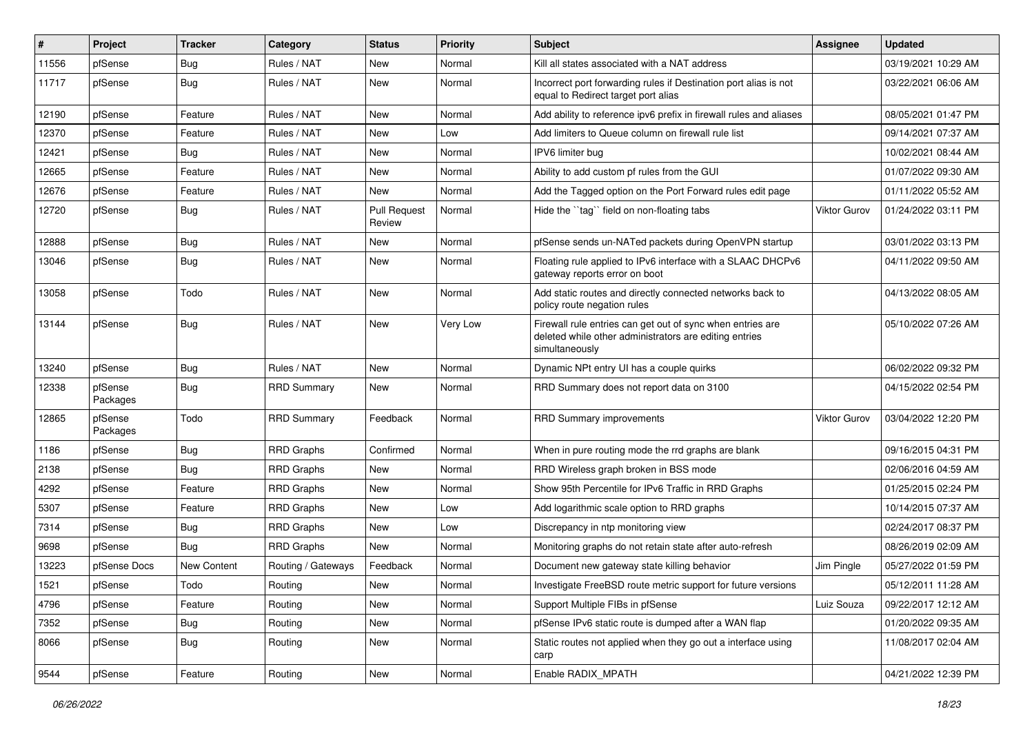| # | Project | Tracker | Category | Status | Priority | Subject | Assignee | Updated |
|---|---|---|---|---|---|---|---|---|
| 11556 | pfSense | Bug | Rules / NAT | New | Normal | Kill all states associated with a NAT address | | 03/19/2021 10:29 AM |
| 11717 | pfSense | Bug | Rules / NAT | New | Normal | Incorrect port forwarding rules if Destination port alias is not equal to Redirect target port alias | | 03/22/2021 06:06 AM |
| 12190 | pfSense | Feature | Rules / NAT | New | Normal | Add ability to reference ipv6 prefix in firewall rules and aliases | | 08/05/2021 01:47 PM |
| 12370 | pfSense | Feature | Rules / NAT | New | Low | Add limiters to Queue column on firewall rule list | | 09/14/2021 07:37 AM |
| 12421 | pfSense | Bug | Rules / NAT | New | Normal | IPV6 limiter bug | | 10/02/2021 08:44 AM |
| 12665 | pfSense | Feature | Rules / NAT | New | Normal | Ability to add custom pf rules from the GUI | | 01/07/2022 09:30 AM |
| 12676 | pfSense | Feature | Rules / NAT | New | Normal | Add the Tagged option on the Port Forward rules edit page | | 01/11/2022 05:52 AM |
| 12720 | pfSense | Bug | Rules / NAT | Pull Request Review | Normal | Hide the ``tag`` field on non-floating tabs | Viktor Gurov | 01/24/2022 03:11 PM |
| 12888 | pfSense | Bug | Rules / NAT | New | Normal | pfSense sends un-NATed packets during OpenVPN startup | | 03/01/2022 03:13 PM |
| 13046 | pfSense | Bug | Rules / NAT | New | Normal | Floating rule applied to IPv6 interface with a SLAAC DHCPv6 gateway reports error on boot | | 04/11/2022 09:50 AM |
| 13058 | pfSense | Todo | Rules / NAT | New | Normal | Add static routes and directly connected networks back to policy route negation rules | | 04/13/2022 08:05 AM |
| 13144 | pfSense | Bug | Rules / NAT | New | Very Low | Firewall rule entries can get out of sync when entries are deleted while other administrators are editing entries simultaneously | | 05/10/2022 07:26 AM |
| 13240 | pfSense | Bug | Rules / NAT | New | Normal | Dynamic NPt entry UI has a couple quirks | | 06/02/2022 09:32 PM |
| 12338 | pfSense Packages | Bug | RRD Summary | New | Normal | RRD Summary does not report data on 3100 | | 04/15/2022 02:54 PM |
| 12865 | pfSense Packages | Todo | RRD Summary | Feedback | Normal | RRD Summary improvements | Viktor Gurov | 03/04/2022 12:20 PM |
| 1186 | pfSense | Bug | RRD Graphs | Confirmed | Normal | When in pure routing mode the rrd graphs are blank | | 09/16/2015 04:31 PM |
| 2138 | pfSense | Bug | RRD Graphs | New | Normal | RRD Wireless graph broken in BSS mode | | 02/06/2016 04:59 AM |
| 4292 | pfSense | Feature | RRD Graphs | New | Normal | Show 95th Percentile for IPv6 Traffic in RRD Graphs | | 01/25/2015 02:24 PM |
| 5307 | pfSense | Feature | RRD Graphs | New | Low | Add logarithmic scale option to RRD graphs | | 10/14/2015 07:37 AM |
| 7314 | pfSense | Bug | RRD Graphs | New | Low | Discrepancy in ntp monitoring view | | 02/24/2017 08:37 PM |
| 9698 | pfSense | Bug | RRD Graphs | New | Normal | Monitoring graphs do not retain state after auto-refresh | | 08/26/2019 02:09 AM |
| 13223 | pfSense Docs | New Content | Routing / Gateways | Feedback | Normal | Document new gateway state killing behavior | Jim Pingle | 05/27/2022 01:59 PM |
| 1521 | pfSense | Todo | Routing | New | Normal | Investigate FreeBSD route metric support for future versions | | 05/12/2011 11:28 AM |
| 4796 | pfSense | Feature | Routing | New | Normal | Support Multiple FIBs in pfSense | Luiz Souza | 09/22/2017 12:12 AM |
| 7352 | pfSense | Bug | Routing | New | Normal | pfSense IPv6 static route is dumped after a WAN flap | | 01/20/2022 09:35 AM |
| 8066 | pfSense | Bug | Routing | New | Normal | Static routes not applied when they go out a interface using carp | | 11/08/2017 02:04 AM |
| 9544 | pfSense | Feature | Routing | New | Normal | Enable RADIX_MPATH | | 04/21/2022 12:39 PM |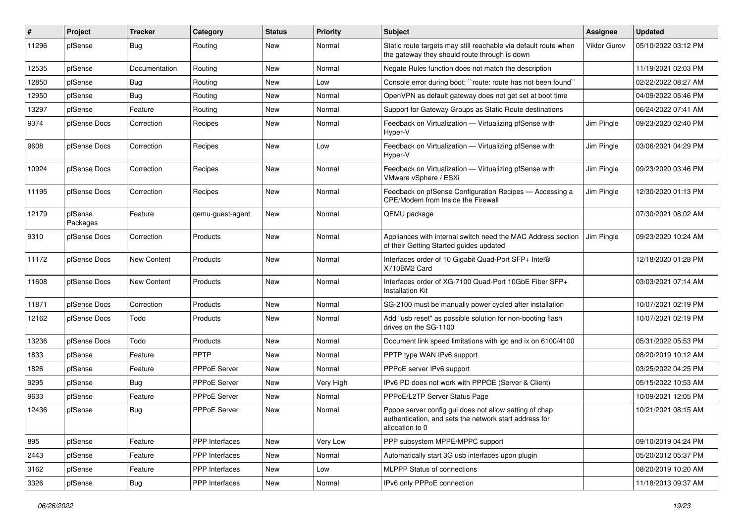| # | Project | Tracker | Category | Status | Priority | Subject | Assignee | Updated |
| --- | --- | --- | --- | --- | --- | --- | --- | --- |
| 11296 | pfSense | Bug | Routing | New | Normal | Static route targets may still reachable via default route when the gateway they should route through is down | Viktor Gurov | 05/10/2022 03:12 PM |
| 12535 | pfSense | Documentation | Routing | New | Normal | Negate Rules function does not match the description | | 11/19/2021 02:03 PM |
| 12850 | pfSense | Bug | Routing | New | Low | Console error during boot: ``route: route has not been found`` | | 02/22/2022 08:27 AM |
| 12950 | pfSense | Bug | Routing | New | Normal | OpenVPN as default gateway does not get set at boot time | | 04/09/2022 05:46 PM |
| 13297 | pfSense | Feature | Routing | New | Normal | Support for Gateway Groups as Static Route destinations | | 06/24/2022 07:41 AM |
| 9374 | pfSense Docs | Correction | Recipes | New | Normal | Feedback on Virtualization — Virtualizing pfSense with Hyper-V | Jim Pingle | 09/23/2020 02:40 PM |
| 9608 | pfSense Docs | Correction | Recipes | New | Low | Feedback on Virtualization — Virtualizing pfSense with Hyper-V | Jim Pingle | 03/06/2021 04:29 PM |
| 10924 | pfSense Docs | Correction | Recipes | New | Normal | Feedback on Virtualization — Virtualizing pfSense with VMware vSphere / ESXi | Jim Pingle | 09/23/2020 03:46 PM |
| 11195 | pfSense Docs | Correction | Recipes | New | Normal | Feedback on pfSense Configuration Recipes — Accessing a CPE/Modem from Inside the Firewall | Jim Pingle | 12/30/2020 01:13 PM |
| 12179 | pfSense Packages | Feature | qemu-guest-agent | New | Normal | QEMU package | | 07/30/2021 08:02 AM |
| 9310 | pfSense Docs | Correction | Products | New | Normal | Appliances with internal switch need the MAC Address section of their Getting Started guides updated | Jim Pingle | 09/23/2020 10:24 AM |
| 11172 | pfSense Docs | New Content | Products | New | Normal | Interfaces order of 10 Gigabit Quad-Port SFP+ Intel® X710BM2 Card | | 12/18/2020 01:28 PM |
| 11608 | pfSense Docs | New Content | Products | New | Normal | Interfaces order of XG-7100 Quad-Port 10GbE Fiber SFP+ Installation Kit | | 03/03/2021 07:14 AM |
| 11871 | pfSense Docs | Correction | Products | New | Normal | SG-2100 must be manually power cycled after installation | | 10/07/2021 02:19 PM |
| 12162 | pfSense Docs | Todo | Products | New | Normal | Add "usb reset" as possible solution for non-booting flash drives on the SG-1100 | | 10/07/2021 02:19 PM |
| 13236 | pfSense Docs | Todo | Products | New | Normal | Document link speed limitations with igc and ix on 6100/4100 | | 05/31/2022 05:53 PM |
| 1833 | pfSense | Feature | PPTP | New | Normal | PPTP type WAN IPv6 support | | 08/20/2019 10:12 AM |
| 1826 | pfSense | Feature | PPPoE Server | New | Normal | PPPoE server IPv6 support | | 03/25/2022 04:25 PM |
| 9295 | pfSense | Bug | PPPoE Server | New | Very High | IPv6 PD does not work with PPPOE (Server & Client) | | 05/15/2022 10:53 AM |
| 9633 | pfSense | Feature | PPPoE Server | New | Normal | PPPoE/L2TP Server Status Page | | 10/09/2021 12:05 PM |
| 12436 | pfSense | Bug | PPPoE Server | New | Normal | Pppoe server config gui does not allow setting of chap authentication, and sets the network start address for allocation to 0 | | 10/21/2021 08:15 AM |
| 895 | pfSense | Feature | PPP Interfaces | New | Very Low | PPP subsystem MPPE/MPPC support | | 09/10/2019 04:24 PM |
| 2443 | pfSense | Feature | PPP Interfaces | New | Normal | Automatically start 3G usb interfaces upon plugin | | 05/20/2012 05:37 PM |
| 3162 | pfSense | Feature | PPP Interfaces | New | Low | MLPPP Status of connections | | 08/20/2019 10:20 AM |
| 3326 | pfSense | Bug | PPP Interfaces | New | Normal | IPv6 only PPPoE connection | | 11/18/2013 09:37 AM |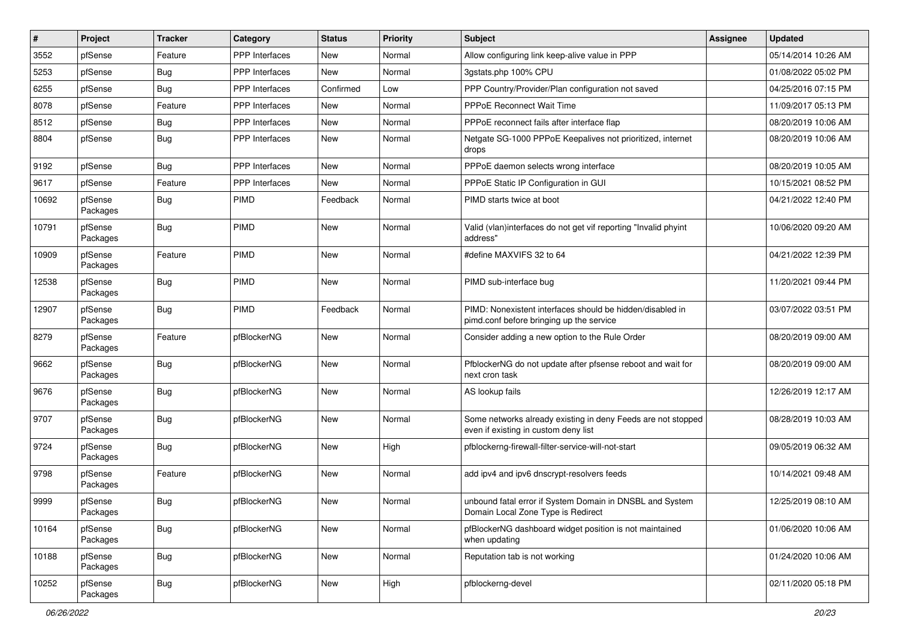| # | Project | Tracker | Category | Status | Priority | Subject | Assignee | Updated |
|---|---|---|---|---|---|---|---|---|
| 3552 | pfSense | Feature | PPP Interfaces | New | Normal | Allow configuring link keep-alive value in PPP | | 05/14/2014 10:26 AM |
| 5253 | pfSense | Bug | PPP Interfaces | New | Normal | 3gstats.php 100% CPU | | 01/08/2022 05:02 PM |
| 6255 | pfSense | Bug | PPP Interfaces | Confirmed | Low | PPP Country/Provider/Plan configuration not saved | | 04/25/2016 07:15 PM |
| 8078 | pfSense | Feature | PPP Interfaces | New | Normal | PPPoE Reconnect Wait Time | | 11/09/2017 05:13 PM |
| 8512 | pfSense | Bug | PPP Interfaces | New | Normal | PPPoE reconnect fails after interface flap | | 08/20/2019 10:06 AM |
| 8804 | pfSense | Bug | PPP Interfaces | New | Normal | Netgate SG-1000 PPPoE Keepalives not prioritized, internet drops | | 08/20/2019 10:06 AM |
| 9192 | pfSense | Bug | PPP Interfaces | New | Normal | PPPoE daemon selects wrong interface | | 08/20/2019 10:05 AM |
| 9617 | pfSense | Feature | PPP Interfaces | New | Normal | PPPoE Static IP Configuration in GUI | | 10/15/2021 08:52 PM |
| 10692 | pfSense Packages | Bug | PIMD | Feedback | Normal | PIMD starts twice at boot | | 04/21/2022 12:40 PM |
| 10791 | pfSense Packages | Bug | PIMD | New | Normal | Valid (vlan)interfaces do not get vif reporting "Invalid phyint address" | | 10/06/2020 09:20 AM |
| 10909 | pfSense Packages | Feature | PIMD | New | Normal | #define MAXVIFS 32 to 64 | | 04/21/2022 12:39 PM |
| 12538 | pfSense Packages | Bug | PIMD | New | Normal | PIMD sub-interface bug | | 11/20/2021 09:44 PM |
| 12907 | pfSense Packages | Bug | PIMD | Feedback | Normal | PIMD: Nonexistent interfaces should be hidden/disabled in pimd.conf before bringing up the service | | 03/07/2022 03:51 PM |
| 8279 | pfSense Packages | Feature | pfBlockerNG | New | Normal | Consider adding a new option to the Rule Order | | 08/20/2019 09:00 AM |
| 9662 | pfSense Packages | Bug | pfBlockerNG | New | Normal | PfblockerNG do not update after pfsense reboot and wait for next cron task | | 08/20/2019 09:00 AM |
| 9676 | pfSense Packages | Bug | pfBlockerNG | New | Normal | AS lookup fails | | 12/26/2019 12:17 AM |
| 9707 | pfSense Packages | Bug | pfBlockerNG | New | Normal | Some networks already existing in deny Feeds are not stopped even if existing in custom deny list | | 08/28/2019 10:03 AM |
| 9724 | pfSense Packages | Bug | pfBlockerNG | New | High | pfblockerng-firewall-filter-service-will-not-start | | 09/05/2019 06:32 AM |
| 9798 | pfSense Packages | Feature | pfBlockerNG | New | Normal | add ipv4 and ipv6 dnscrypt-resolvers feeds | | 10/14/2021 09:48 AM |
| 9999 | pfSense Packages | Bug | pfBlockerNG | New | Normal | unbound fatal error if System Domain in DNSBL and System Domain Local Zone Type is Redirect | | 12/25/2019 08:10 AM |
| 10164 | pfSense Packages | Bug | pfBlockerNG | New | Normal | pfBlockerNG dashboard widget position is not maintained when updating | | 01/06/2020 10:06 AM |
| 10188 | pfSense Packages | Bug | pfBlockerNG | New | Normal | Reputation tab is not working | | 01/24/2020 10:06 AM |
| 10252 | pfSense Packages | Bug | pfBlockerNG | New | High | pfblockerng-devel | | 02/11/2020 05:18 PM |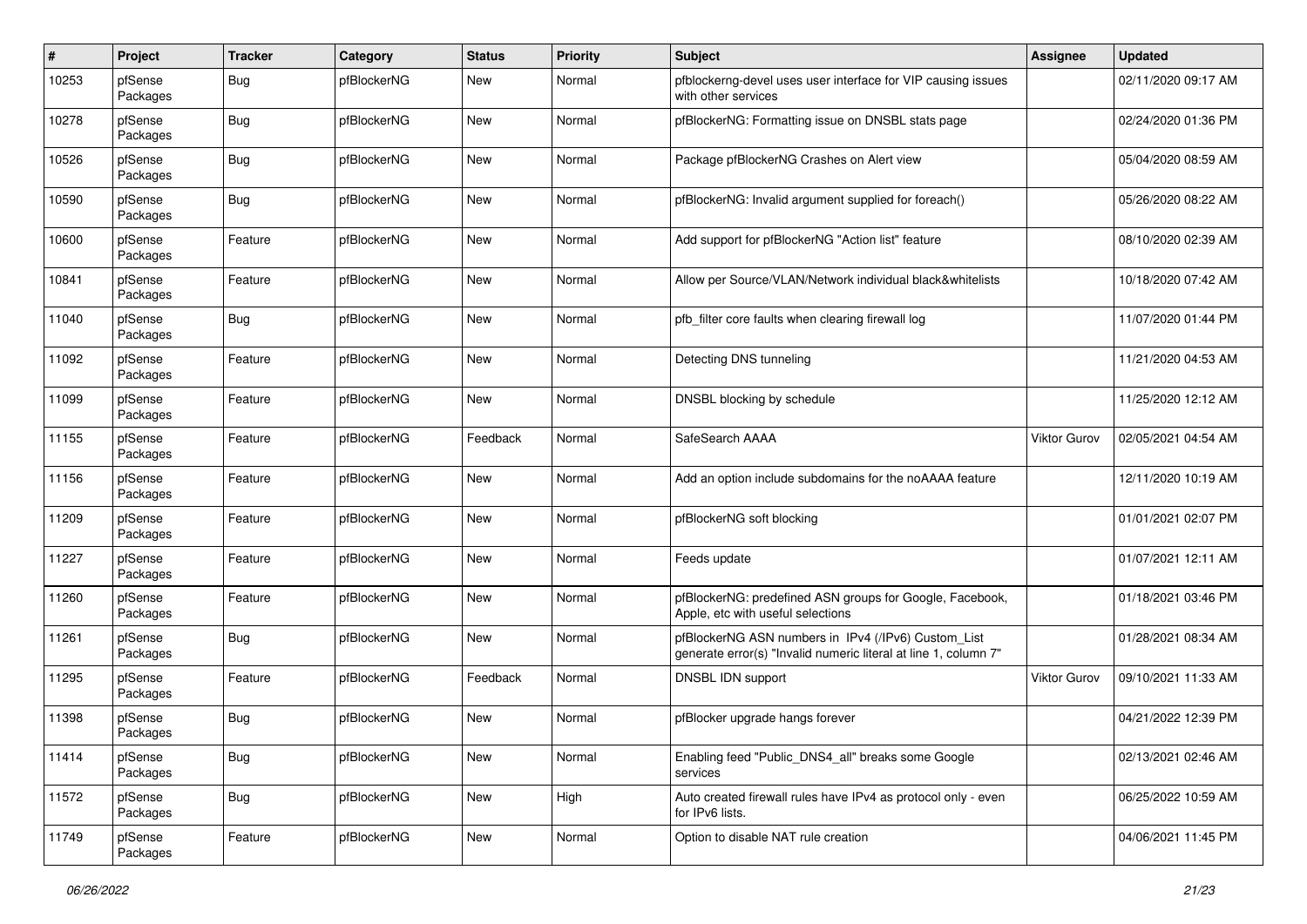| # | Project | Tracker | Category | Status | Priority | Subject | Assignee | Updated |
|---|---|---|---|---|---|---|---|---|
| 10253 | pfSense Packages | Bug | pfBlockerNG | New | Normal | pfblockerng-devel uses user interface for VIP causing issues with other services | | 02/11/2020 09:17 AM |
| 10278 | pfSense Packages | Bug | pfBlockerNG | New | Normal | pfBlockerNG: Formatting issue on DNSBL stats page | | 02/24/2020 01:36 PM |
| 10526 | pfSense Packages | Bug | pfBlockerNG | New | Normal | Package pfBlockerNG Crashes on Alert view | | 05/04/2020 08:59 AM |
| 10590 | pfSense Packages | Bug | pfBlockerNG | New | Normal | pfBlockerNG: Invalid argument supplied for foreach() | | 05/26/2020 08:22 AM |
| 10600 | pfSense Packages | Feature | pfBlockerNG | New | Normal | Add support for pfBlockerNG "Action list" feature | | 08/10/2020 02:39 AM |
| 10841 | pfSense Packages | Feature | pfBlockerNG | New | Normal | Allow per Source/VLAN/Network individual black&whitelists | | 10/18/2020 07:42 AM |
| 11040 | pfSense Packages | Bug | pfBlockerNG | New | Normal | pfb_filter core faults when clearing firewall log | | 11/07/2020 01:44 PM |
| 11092 | pfSense Packages | Feature | pfBlockerNG | New | Normal | Detecting DNS tunneling | | 11/21/2020 04:53 AM |
| 11099 | pfSense Packages | Feature | pfBlockerNG | New | Normal | DNSBL blocking by schedule | | 11/25/2020 12:12 AM |
| 11155 | pfSense Packages | Feature | pfBlockerNG | Feedback | Normal | SafeSearch AAAA | Viktor Gurov | 02/05/2021 04:54 AM |
| 11156 | pfSense Packages | Feature | pfBlockerNG | New | Normal | Add an option include subdomains for the noAAAA feature | | 12/11/2020 10:19 AM |
| 11209 | pfSense Packages | Feature | pfBlockerNG | New | Normal | pfBlockerNG soft blocking | | 01/01/2021 02:07 PM |
| 11227 | pfSense Packages | Feature | pfBlockerNG | New | Normal | Feeds update | | 01/07/2021 12:11 AM |
| 11260 | pfSense Packages | Feature | pfBlockerNG | New | Normal | pfBlockerNG: predefined ASN groups for Google, Facebook, Apple, etc with useful selections | | 01/18/2021 03:46 PM |
| 11261 | pfSense Packages | Bug | pfBlockerNG | New | Normal | pfBlockerNG ASN numbers in IPv4 (/IPv6) Custom_List generate error(s) "Invalid numeric literal at line 1, column 7" | | 01/28/2021 08:34 AM |
| 11295 | pfSense Packages | Feature | pfBlockerNG | Feedback | Normal | DNSBL IDN support | Viktor Gurov | 09/10/2021 11:33 AM |
| 11398 | pfSense Packages | Bug | pfBlockerNG | New | Normal | pfBlocker upgrade hangs forever | | 04/21/2022 12:39 PM |
| 11414 | pfSense Packages | Bug | pfBlockerNG | New | Normal | Enabling feed "Public_DNS4_all" breaks some Google services | | 02/13/2021 02:46 AM |
| 11572 | pfSense Packages | Bug | pfBlockerNG | New | High | Auto created firewall rules have IPv4 as protocol only - even for IPv6 lists. | | 06/25/2022 10:59 AM |
| 11749 | pfSense Packages | Feature | pfBlockerNG | New | Normal | Option to disable NAT rule creation | | 04/06/2021 11:45 PM |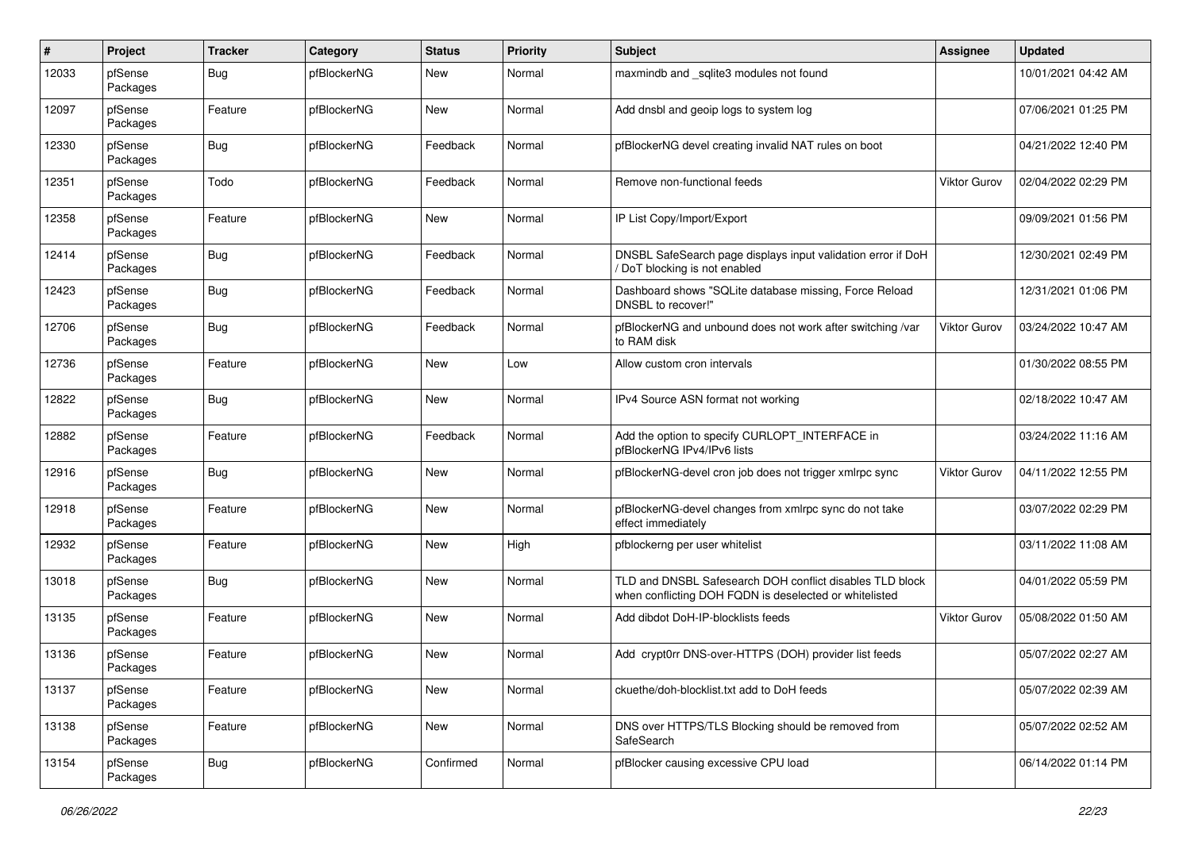| # | Project | Tracker | Category | Status | Priority | Subject | Assignee | Updated |
|---|---|---|---|---|---|---|---|---|
| 12033 | pfSense Packages | Bug | pfBlockerNG | New | Normal | maxmindb and _sqlite3 modules not found | | 10/01/2021 04:42 AM |
| 12097 | pfSense Packages | Feature | pfBlockerNG | New | Normal | Add dnsbl and geoip logs to system log | | 07/06/2021 01:25 PM |
| 12330 | pfSense Packages | Bug | pfBlockerNG | Feedback | Normal | pfBlockerNG devel creating invalid NAT rules on boot | | 04/21/2022 12:40 PM |
| 12351 | pfSense Packages | Todo | pfBlockerNG | Feedback | Normal | Remove non-functional feeds | Viktor Gurov | 02/04/2022 02:29 PM |
| 12358 | pfSense Packages | Feature | pfBlockerNG | New | Normal | IP List Copy/Import/Export | | 09/09/2021 01:56 PM |
| 12414 | pfSense Packages | Bug | pfBlockerNG | Feedback | Normal | DNSBL SafeSearch page displays input validation error if DoH / DoT blocking is not enabled | | 12/30/2021 02:49 PM |
| 12423 | pfSense Packages | Bug | pfBlockerNG | Feedback | Normal | Dashboard shows "SQLite database missing, Force Reload DNSBL to recover!" | | 12/31/2021 01:06 PM |
| 12706 | pfSense Packages | Bug | pfBlockerNG | Feedback | Normal | pfBlockerNG and unbound does not work after switching /var to RAM disk | Viktor Gurov | 03/24/2022 10:47 AM |
| 12736 | pfSense Packages | Feature | pfBlockerNG | New | Low | Allow custom cron intervals | | 01/30/2022 08:55 PM |
| 12822 | pfSense Packages | Bug | pfBlockerNG | New | Normal | IPv4 Source ASN format not working | | 02/18/2022 10:47 AM |
| 12882 | pfSense Packages | Feature | pfBlockerNG | Feedback | Normal | Add the option to specify CURLOPT_INTERFACE in pfBlockerNG IPv4/IPv6 lists | | 03/24/2022 11:16 AM |
| 12916 | pfSense Packages | Bug | pfBlockerNG | New | Normal | pfBlockerNG-devel cron job does not trigger xmlrpc sync | Viktor Gurov | 04/11/2022 12:55 PM |
| 12918 | pfSense Packages | Feature | pfBlockerNG | New | Normal | pfBlockerNG-devel changes from xmlrpc sync do not take effect immediately | | 03/07/2022 02:29 PM |
| 12932 | pfSense Packages | Feature | pfBlockerNG | New | High | pfblockerng per user whitelist | | 03/11/2022 11:08 AM |
| 13018 | pfSense Packages | Bug | pfBlockerNG | New | Normal | TLD and DNSBL Safesearch DOH conflict disables TLD block when conflicting DOH FQDN is deselected or whitelisted | | 04/01/2022 05:59 PM |
| 13135 | pfSense Packages | Feature | pfBlockerNG | New | Normal | Add dibdot DoH-IP-blocklists feeds | Viktor Gurov | 05/08/2022 01:50 AM |
| 13136 | pfSense Packages | Feature | pfBlockerNG | New | Normal | Add crypt0rr DNS-over-HTTPS (DOH) provider list feeds | | 05/07/2022 02:27 AM |
| 13137 | pfSense Packages | Feature | pfBlockerNG | New | Normal | ckuethe/doh-blocklist.txt add to DoH feeds | | 05/07/2022 02:39 AM |
| 13138 | pfSense Packages | Feature | pfBlockerNG | New | Normal | DNS over HTTPS/TLS Blocking should be removed from SafeSearch | | 05/07/2022 02:52 AM |
| 13154 | pfSense Packages | Bug | pfBlockerNG | Confirmed | Normal | pfBlocker causing excessive CPU load | | 06/14/2022 01:14 PM |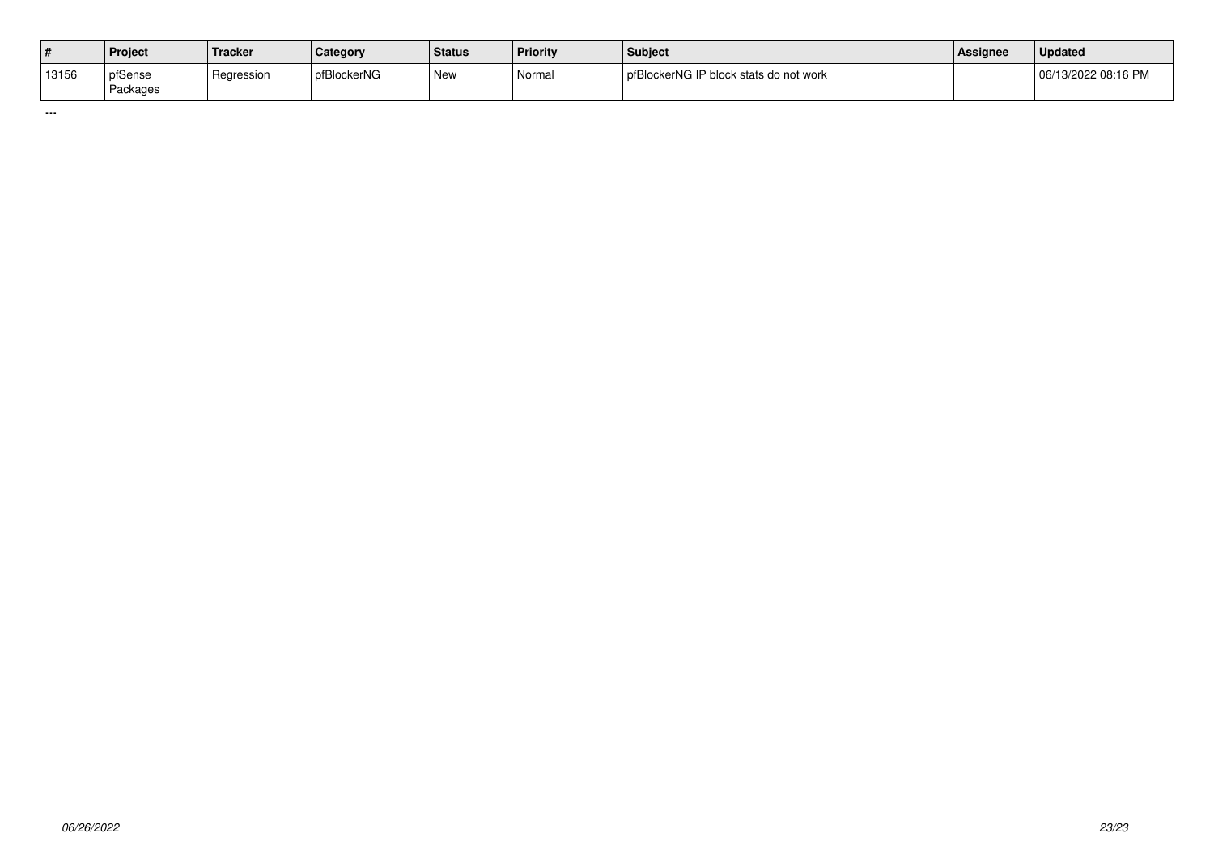| # | Project | Tracker | Category | Status | Priority | Subject | Assignee | Updated |
|---|---|---|---|---|---|---|---|---|
| 13156 | pfSense Packages | Regression | pfBlockerNG | New | Normal | pfBlockerNG IP block stats do not work | | 06/13/2022 08:16 PM |

**...**